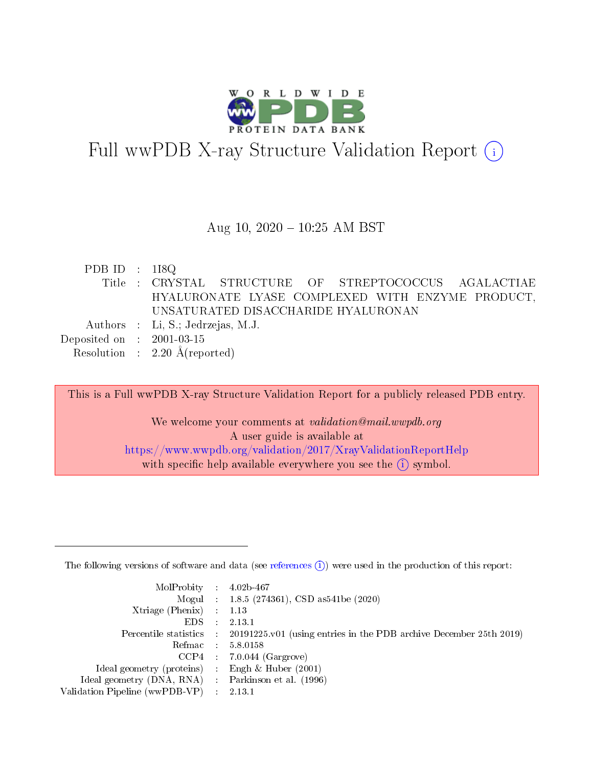# Full wwPDB X-ray Structure Validation Report

Aug 10, 2020 – 10:25 AM BST

| | | |
|---|---|---|
| PDB ID | : | 1I8Q |
| Title | : | CRYSTAL STRUCTURE OF STREPTOCOCCUS AGALACTIAE HYALURONATE LYASE COMPLEXED WITH ENZYME PRODUCT, UNSATURATED DISACCHARIDE HYALURONAN |
| Authors | : | Li, S.; Jedrzejas, M.J. |
| Deposited on | : | 2001-03-15 |
| Resolution | : | 2.20 Å(reported) |

This is a Full wwPDB X-ray Structure Validation Report for a publicly released PDB entry.

We welcome your comments at *validation@mail.wwpdb.org*
A user guide is available at
https://www.wwpdb.org/validation/2017/XrayValidationReportHelp
with specific help available everywhere you see the (i) symbol.

---

The following versions of software and data (see references (i)) were used in the production of this report:

| | | |
|---|---|---|
| MolProbity | : | 4.02b-467 |
| Mogul | : | 1.8.5 (274361), CSD as541be (2020) |
| Xtriage (Phenix) | : | 1.13 |
| EDS | : | 2.13.1 |
| Percentile statistics | : | 20191225.v01 (using entries in the PDB archive December 25th 2019) |
| Refmac | : | 5.8.0158 |
| CCP4 | : | 7.0.044 (Gargrove) |
| Ideal geometry (proteins) | : | Engh & Huber (2001) |
| Ideal geometry (DNA, RNA) | : | Parkinson et al. (1996) |
| Validation Pipeline (wwPDB-VP) | : | 2.13.1 |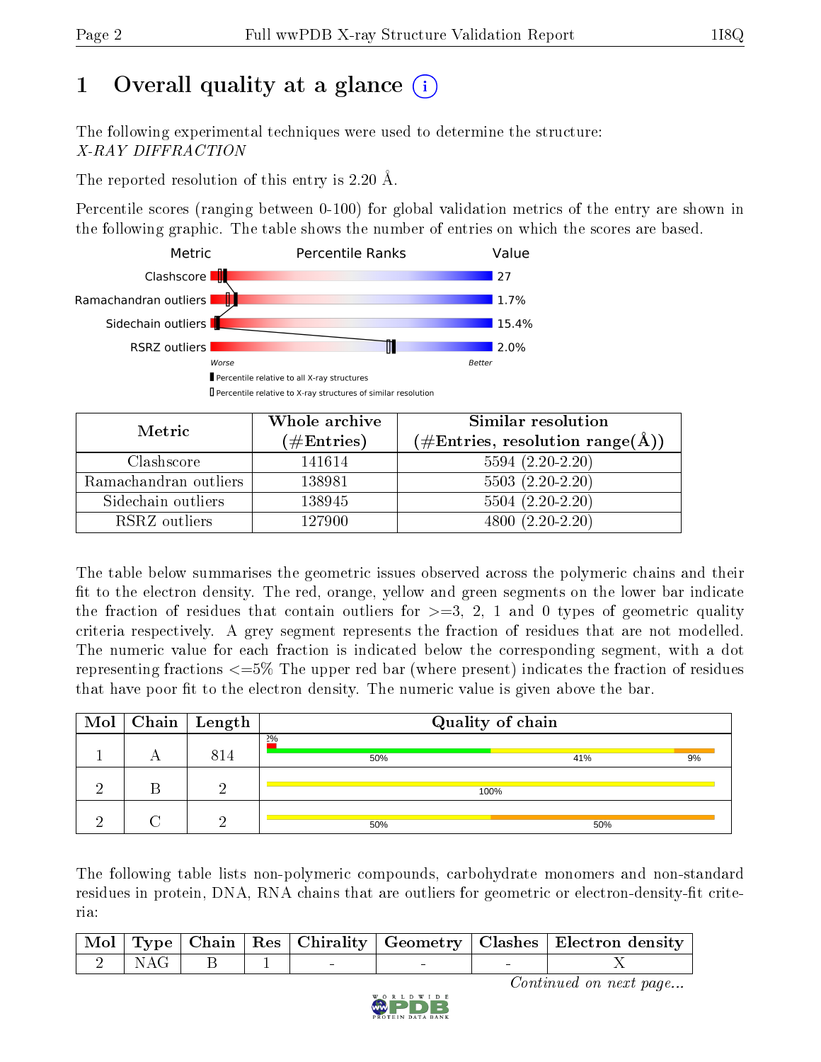# 1 Overall quality at a glance

The following experimental techniques were used to determine the structure:
*X-RAY DIFFRACTION*

The reported resolution of this entry is 2.20 Å.

Percentile scores (ranging between 0-100) for global validation metrics of the entry are shown in the following graphic. The table shows the number of entries on which the scores are based.

| Metric | Value |
|---|---|
| Clashscore | 27 |
| Ramachandran outliers | 1.7% |
| Sidechain outliers | 15.4% |
| RSRZ outliers | 2.0% |

Worse — Better

▮ Percentile relative to all X-ray structures
▯ Percentile relative to X-ray structures of similar resolution

| Metric | Whole archive (#Entries) | Similar resolution (#Entries, resolution range(Å)) |
|---|---|---|
| Clashscore | 141614 | 5594 (2.20-2.20) |
| Ramachandran outliers | 138981 | 5503 (2.20-2.20) |
| Sidechain outliers | 138945 | 5504 (2.20-2.20) |
| RSRZ outliers | 127900 | 4800 (2.20-2.20) |

The table below summarises the geometric issues observed across the polymeric chains and their fit to the electron density. The red, orange, yellow and green segments on the lower bar indicate the fraction of residues that contain outliers for >=3, 2, 1 and 0 types of geometric quality criteria respectively. A grey segment represents the fraction of residues that are not modelled. The numeric value for each fraction is indicated below the corresponding segment, with a dot representing fractions <=5% The upper red bar (where present) indicates the fraction of residues that have poor fit to the electron density. The numeric value is given above the bar.

| Mol | Chain | Length | Quality of chain |
|---|---|---|---|
| 1 | A | 814 | 2% (upper); 50%, 41%, 9% |
| 2 | B | 2 | 100% |
| 2 | C | 2 | 50%, 50% |

The following table lists non-polymeric compounds, carbohydrate monomers and non-standard residues in protein, DNA, RNA chains that are outliers for geometric or electron-density-fit criteria:

| Mol | Type | Chain | Res | Chirality | Geometry | Clashes | Electron density |
|---|---|---|---|---|---|---|---|
| 2 | NAG | B | 1 | - | - | - | X |

*Continued on next page...*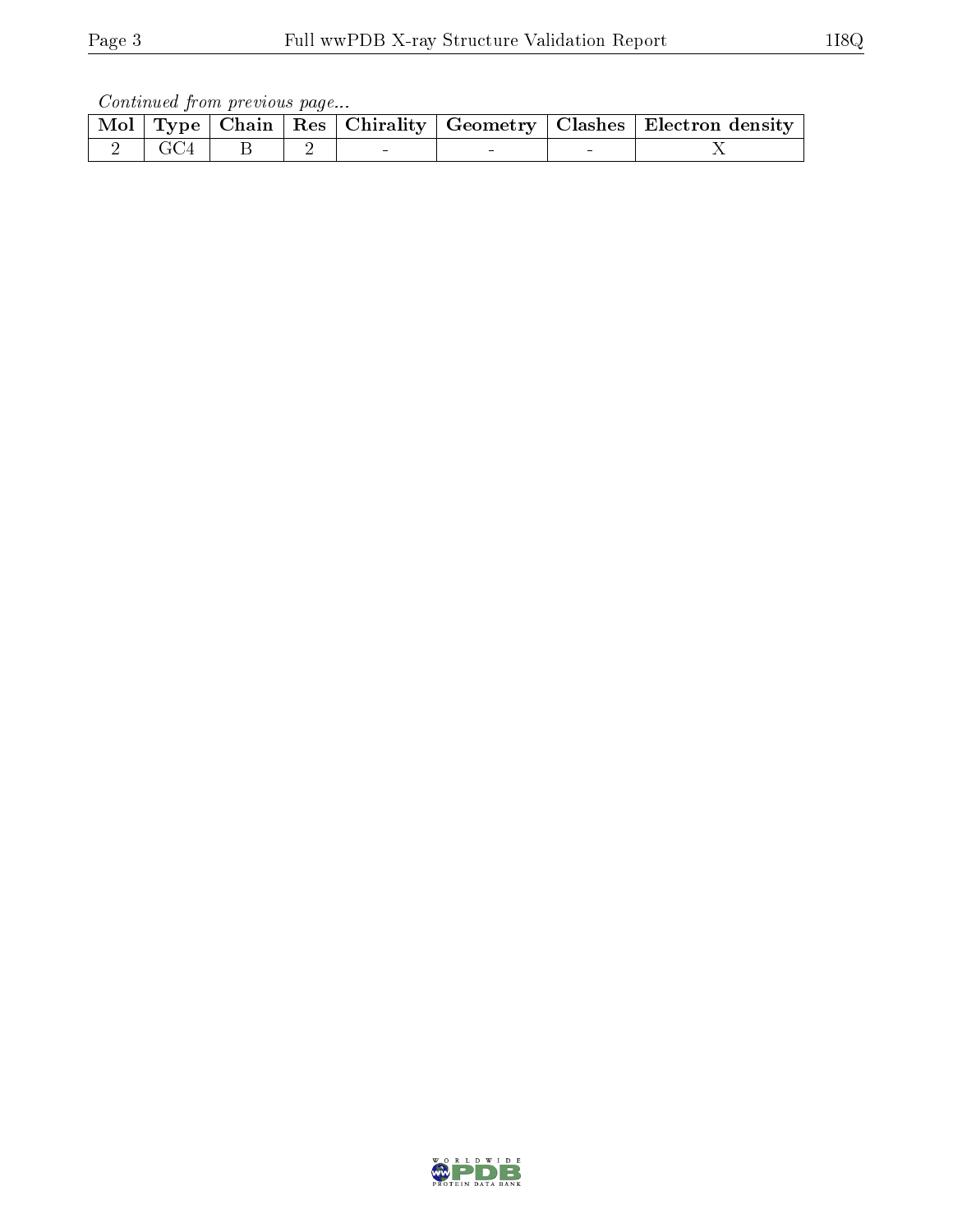*Continued from previous page...*

| Mol | Type | Chain | Res | Chirality | Geometry | Clashes | Electron density |
|---|---|---|---|---|---|---|---|
| 2 | GC4 | B | 2 | - | - | - | X |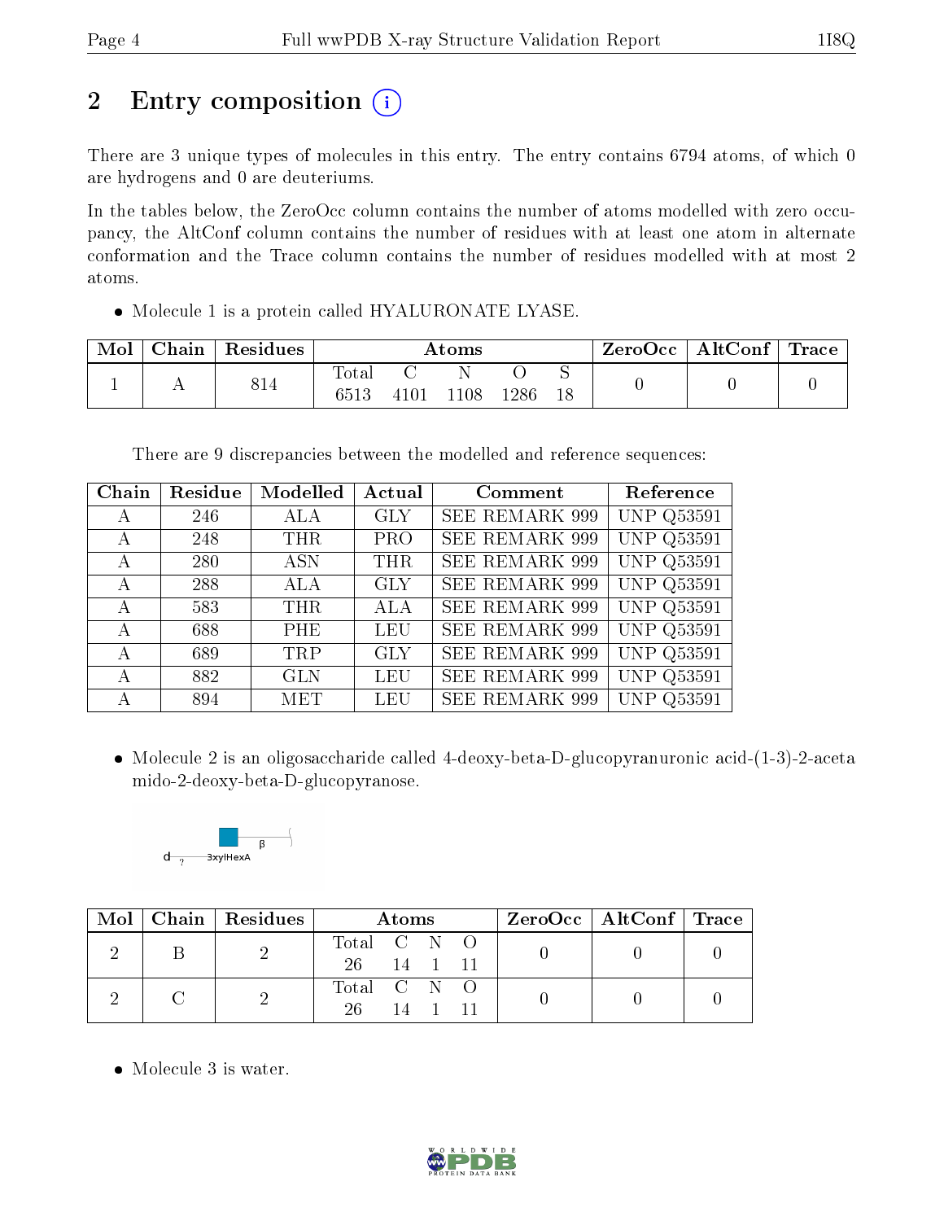# 2 Entry composition

There are 3 unique types of molecules in this entry. The entry contains 6794 atoms, of which 0 are hydrogens and 0 are deuteriums.

In the tables below, the ZeroOcc column contains the number of atoms modelled with zero occupancy, the AltConf column contains the number of residues with at least one atom in alternate conformation and the Trace column contains the number of residues modelled with at most 2 atoms.

- Molecule 1 is a protein called HYALURONATE LYASE.

| Mol | Chain | Residues | Atoms | | | | | ZeroOcc | AltConf | Trace |
|---|---|---|---|---|---|---|---|---|---|---|
| 1 | A | 814 | Total<br>6513 | C<br>4101 | N<br>1108 | O<br>1286 | S<br>18 | 0 | 0 | 0 |

There are 9 discrepancies between the modelled and reference sequences:

| Chain | Residue | Modelled | Actual | Comment | Reference |
|---|---|---|---|---|---|
| A | 246 | ALA | GLY | SEE REMARK 999 | UNP Q53591 |
| A | 248 | THR | PRO | SEE REMARK 999 | UNP Q53591 |
| A | 280 | ASN | THR | SEE REMARK 999 | UNP Q53591 |
| A | 288 | ALA | GLY | SEE REMARK 999 | UNP Q53591 |
| A | 583 | THR | ALA | SEE REMARK 999 | UNP Q53591 |
| A | 688 | PHE | LEU | SEE REMARK 999 | UNP Q53591 |
| A | 689 | TRP | GLY | SEE REMARK 999 | UNP Q53591 |
| A | 882 | GLN | LEU | SEE REMARK 999 | UNP Q53591 |
| A | 894 | MET | LEU | SEE REMARK 999 | UNP Q53591 |

- Molecule 2 is an oligosaccharide called 4-deoxy-beta-D-glucopyranuronic acid-(1-3)-2-acetamido-2-deoxy-beta-D-glucopyranose.

| Mol | Chain | Residues | Atoms | | | | ZeroOcc | AltConf | Trace |
|---|---|---|---|---|---|---|---|---|---|
| 2 | B | 2 | Total<br>26 | C<br>14 | N<br>1 | O<br>11 | 0 | 0 | 0 |
| 2 | C | 2 | Total<br>26 | C<br>14 | N<br>1 | O<br>11 | 0 | 0 | 0 |

- Molecule 3 is water.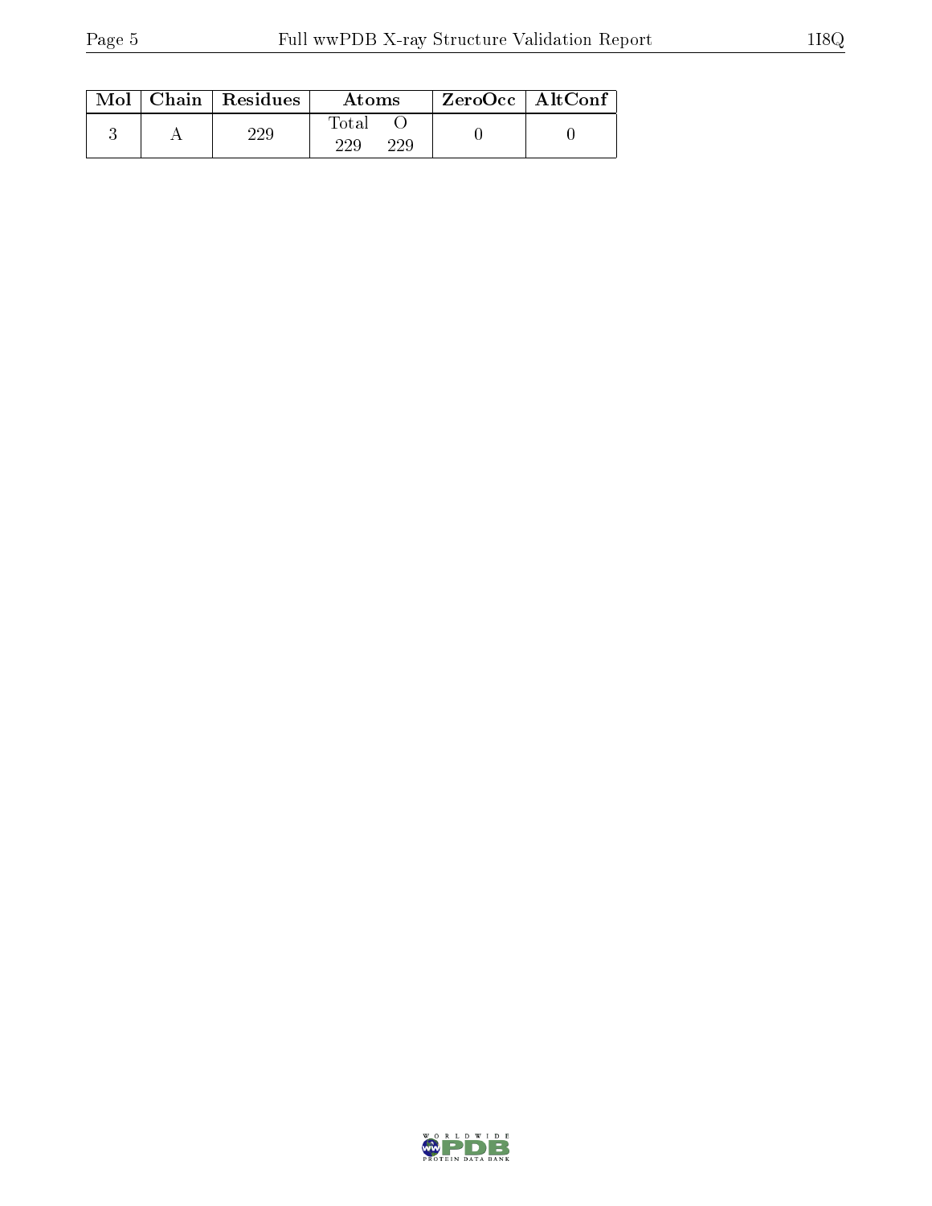| Mol | Chain | Residues | Atoms | | ZeroOcc | AltConf |
|---|---|---|---|---|---|---|
| | | | Total | O | | |
| 3 | A | 229 | 229 | 229 | 0 | 0 |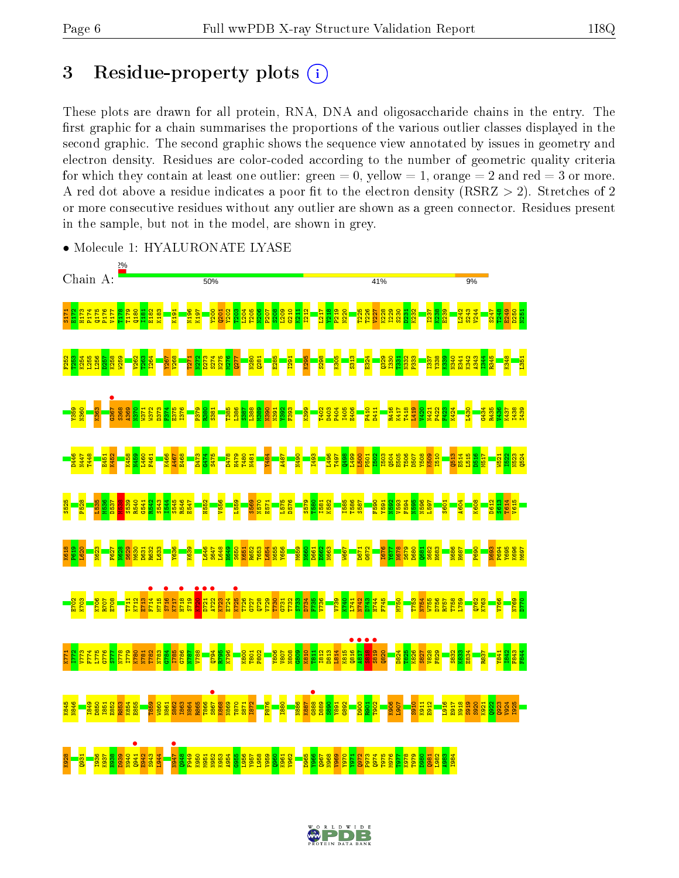# 3 Residue-property plots

These plots are drawn for all protein, RNA, DNA and oligosaccharide chains in the entry. The first graphic for a chain summarises the proportions of the various outlier classes displayed in the second graphic. The second graphic shows the sequence view annotated by issues in geometry and electron density. Residues are color-coded according to the number of geometric quality criteria for which they contain at least one outlier: green = 0, yellow = 1, orange = 2 and red = 3 or more. A red dot above a residue indicates a poor fit to the electron density (RSRZ > 2). Stretches of 2 or more consecutive residues without any outlier are shown as a green connector. Residues present in the sample, but not in the model, are shown in grey.

- Molecule 1: HYALURONATE LYASE

Chain A: 2% | 50% | 41% | 9%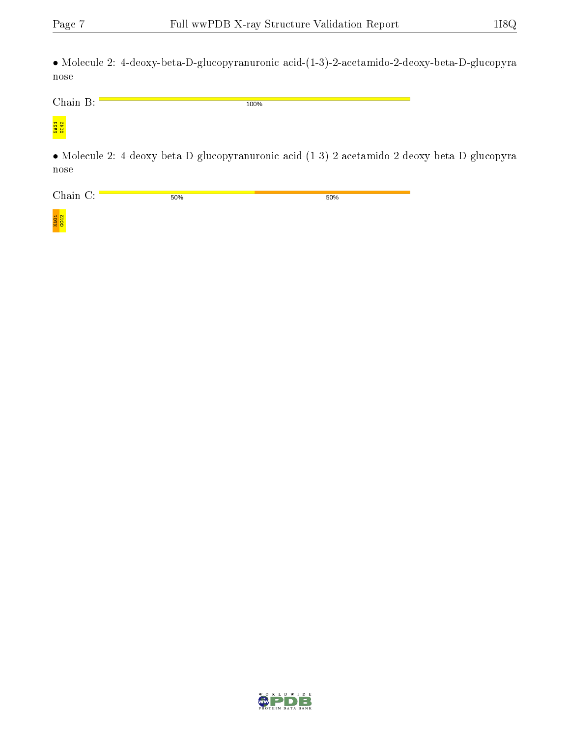• Molecule 2: 4-deoxy-beta-D-glucopyranuronic acid-(1-3)-2-acetamido-2-deoxy-beta-D-glucopyranose

Chain B: 100%

NAG1
GC42

• Molecule 2: 4-deoxy-beta-D-glucopyranuronic acid-(1-3)-2-acetamido-2-deoxy-beta-D-glucopyranose

Chain C: 50% 50%

NAG1
GC42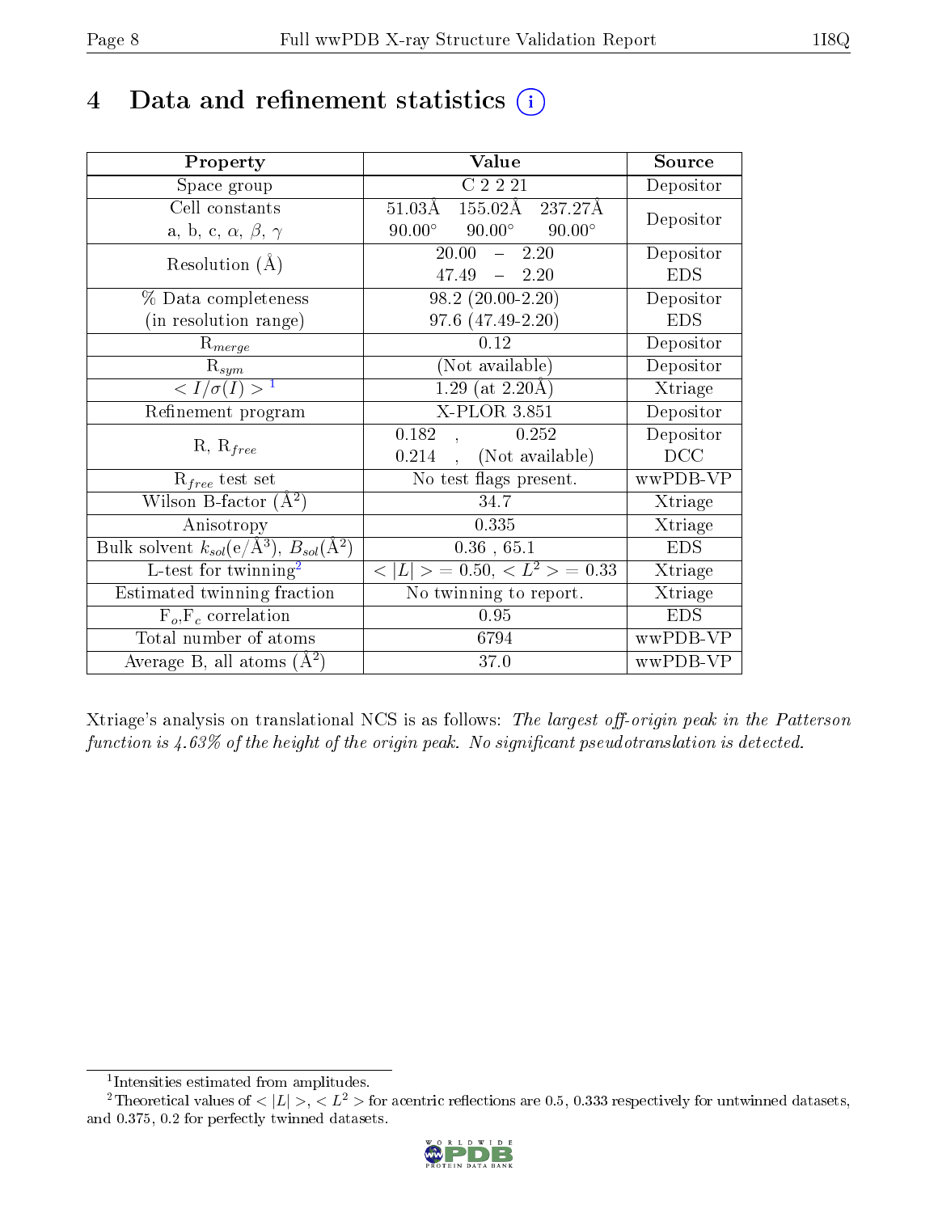# 4 Data and refinement statistics ⓘ

| Property | Value | Source |
|---|---|---|
| Space group | C 2 2 21 | Depositor |
| Cell constants<br>a, b, c, $\alpha$, $\beta$, $\gamma$ | 51.03Å 155.02Å 237.27Å<br>90.00° 90.00° 90.00° | Depositor |
| Resolution (Å) | 20.00 – 2.20<br>47.49 – 2.20 | Depositor<br>EDS |
| % Data completeness<br>(in resolution range) | 98.2 (20.00-2.20)<br>97.6 (47.49-2.20) | Depositor<br>EDS |
| $R_{merge}$ | 0.12 | Depositor |
| $R_{sym}$ | (Not available) | Depositor |
| $< I/\sigma(I) >$ [1] | 1.29 (at 2.20Å) | Xtriage |
| Refinement program | X-PLOR 3.851 | Depositor |
| R, $R_{free}$ | 0.182 , 0.252<br>0.214 , (Not available) | Depositor<br>DCC |
| $R_{free}$ test set | No test flags present. | wwPDB-VP |
| Wilson B-factor (Å$^2$) | 34.7 | Xtriage |
| Anisotropy | 0.335 | Xtriage |
| Bulk solvent $k_{sol}$(e/Å$^3$), $B_{sol}$(Å$^2$) | 0.36 , 65.1 | EDS |
| L-test for twinning[2] | $< \|L\| >$ = 0.50, $< L^2 >$ = 0.33 | Xtriage |
| Estimated twinning fraction | No twinning to report. | Xtriage |
| $F_o$,$F_c$ correlation | 0.95 | EDS |
| Total number of atoms | 6794 | wwPDB-VP |
| Average B, all atoms (Å$^2$) | 37.0 | wwPDB-VP |

Xtriage's analysis on translational NCS is as follows: *The largest off-origin peak in the Patterson function is 4.63% of the height of the origin peak. No significant pseudotranslation is detected.*

[1] Intensities estimated from amplitudes.

[2] Theoretical values of $< |L| >$, $< L^2 >$ for acentric reflections are 0.5, 0.333 respectively for untwinned datasets, and 0.375, 0.2 for perfectly twinned datasets.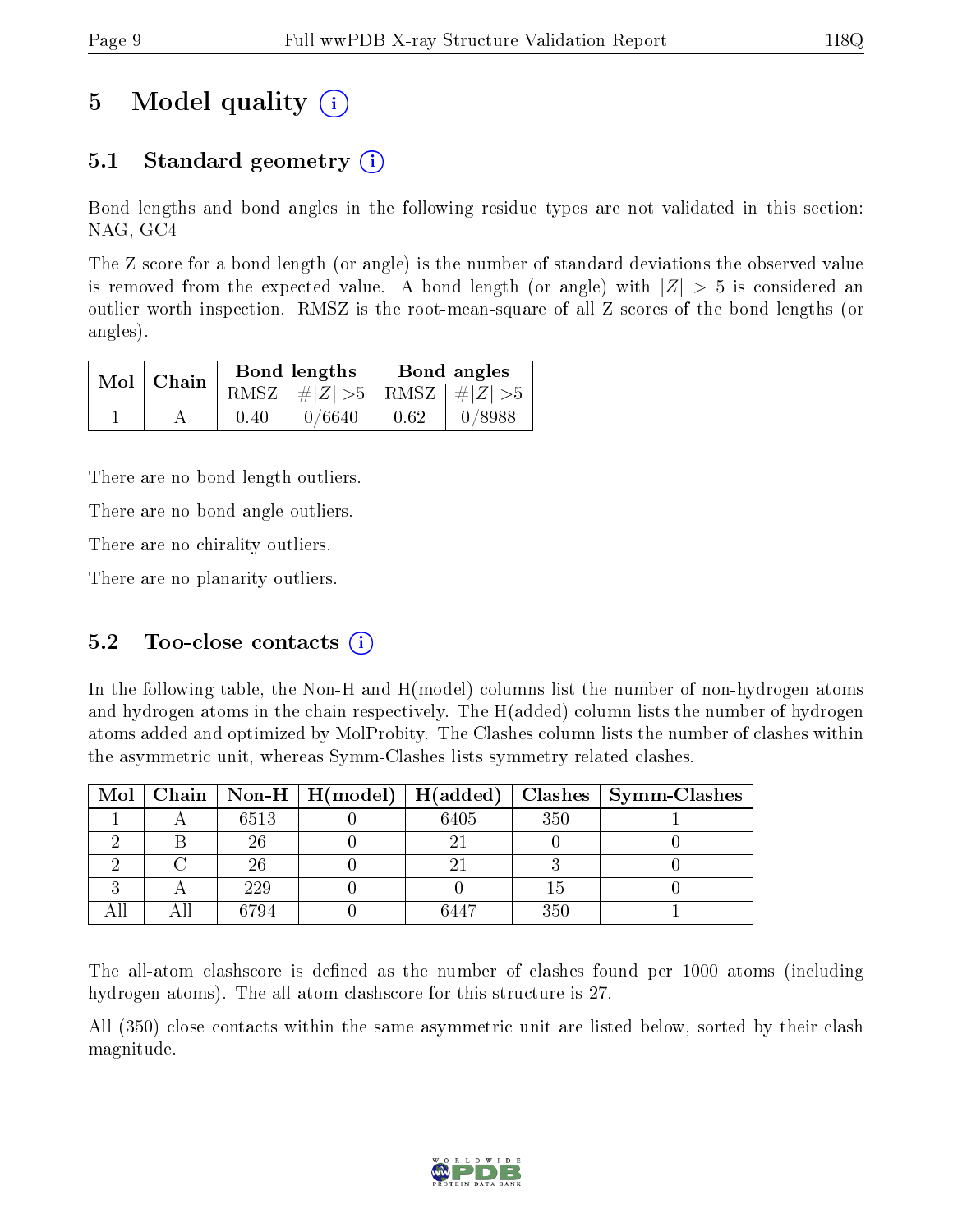# 5 Model quality (i)

## 5.1 Standard geometry (i)

Bond lengths and bond angles in the following residue types are not validated in this section: NAG, GC4

The Z score for a bond length (or angle) is the number of standard deviations the observed value is removed from the expected value. A bond length (or angle) with $|Z| > 5$ is considered an outlier worth inspection. RMSZ is the root-mean-square of all Z scores of the bond lengths (or angles).

| Mol | Chain | Bond lengths | | Bond angles | |
|---|---|---|---|---|---|
| | | RMSZ | $\#\|Z\| > 5$ | RMSZ | $\#\|Z\| > 5$ |
| 1 | A | 0.40 | 0/6640 | 0.62 | 0/8988 |

There are no bond length outliers.

There are no bond angle outliers.

There are no chirality outliers.

There are no planarity outliers.

## 5.2 Too-close contacts (i)

In the following table, the Non-H and H(model) columns list the number of non-hydrogen atoms and hydrogen atoms in the chain respectively. The H(added) column lists the number of hydrogen atoms added and optimized by MolProbity. The Clashes column lists the number of clashes within the asymmetric unit, whereas Symm-Clashes lists symmetry related clashes.

| Mol | Chain | Non-H | H(model) | H(added) | Clashes | Symm-Clashes |
|---|---|---|---|---|---|---|
| 1 | A | 6513 | 0 | 6405 | 350 | 1 |
| 2 | B | 26 | 0 | 21 | 0 | 0 |
| 2 | C | 26 | 0 | 21 | 3 | 0 |
| 3 | A | 229 | 0 | 0 | 15 | 0 |
| All | All | 6794 | 0 | 6447 | 350 | 1 |

The all-atom clashscore is defined as the number of clashes found per 1000 atoms (including hydrogen atoms). The all-atom clashscore for this structure is 27.

All (350) close contacts within the same asymmetric unit are listed below, sorted by their clash magnitude.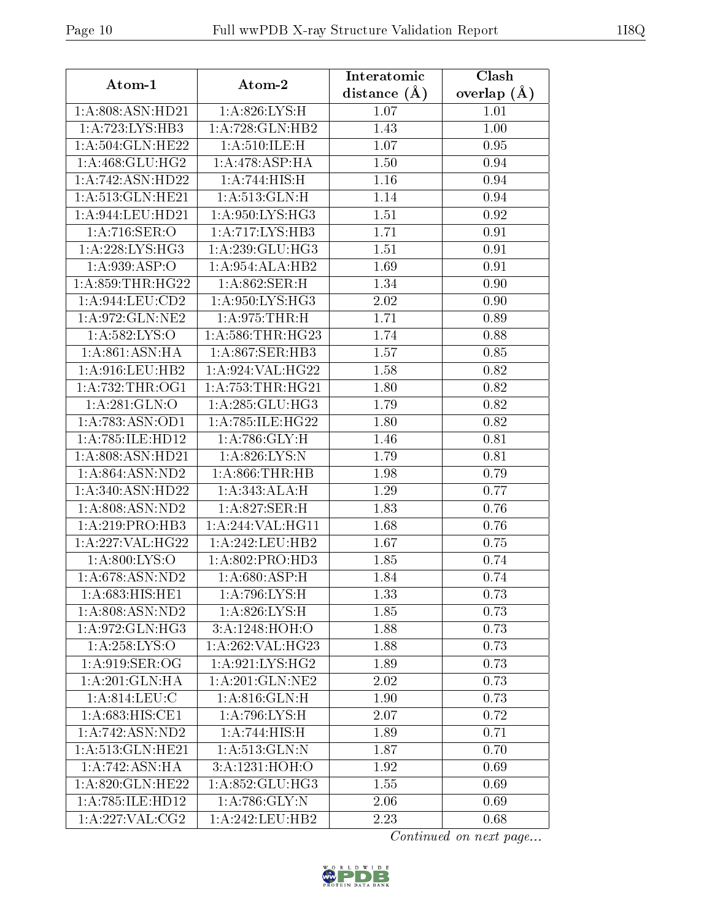| Atom-1 | Atom-2 | Interatomic distance (Å) | Clash overlap (Å) |
|---|---|---|---|
| 1:A:808:ASN:HD21 | 1:A:826:LYS:H | 1.07 | 1.01 |
| 1:A:723:LYS:HB3 | 1:A:728:GLN:HB2 | 1.43 | 1.00 |
| 1:A:504:GLN:HE22 | 1:A:510:ILE:H | 1.07 | 0.95 |
| 1:A:468:GLU:HG2 | 1:A:478:ASP:HA | 1.50 | 0.94 |
| 1:A:742:ASN:HD22 | 1:A:744:HIS:H | 1.16 | 0.94 |
| 1:A:513:GLN:HE21 | 1:A:513:GLN:H | 1.14 | 0.94 |
| 1:A:944:LEU:HD21 | 1:A:950:LYS:HG3 | 1.51 | 0.92 |
| 1:A:716:SER:O | 1:A:717:LYS:HB3 | 1.71 | 0.91 |
| 1:A:228:LYS:HG3 | 1:A:239:GLU:HG3 | 1.51 | 0.91 |
| 1:A:939:ASP:O | 1:A:954:ALA:HB2 | 1.69 | 0.91 |
| 1:A:859:THR:HG22 | 1:A:862:SER:H | 1.34 | 0.90 |
| 1:A:944:LEU:CD2 | 1:A:950:LYS:HG3 | 2.02 | 0.90 |
| 1:A:972:GLN:NE2 | 1:A:975:THR:H | 1.71 | 0.89 |
| 1:A:582:LYS:O | 1:A:586:THR:HG23 | 1.74 | 0.88 |
| 1:A:861:ASN:HA | 1:A:867:SER:HB3 | 1.57 | 0.85 |
| 1:A:916:LEU:HB2 | 1:A:924:VAL:HG22 | 1.58 | 0.82 |
| 1:A:732:THR:OG1 | 1:A:753:THR:HG21 | 1.80 | 0.82 |
| 1:A:281:GLN:O | 1:A:285:GLU:HG3 | 1.79 | 0.82 |
| 1:A:783:ASN:OD1 | 1:A:785:ILE:HG22 | 1.80 | 0.82 |
| 1:A:785:ILE:HD12 | 1:A:786:GLY:H | 1.46 | 0.81 |
| 1:A:808:ASN:HD21 | 1:A:826:LYS:N | 1.79 | 0.81 |
| 1:A:864:ASN:ND2 | 1:A:866:THR:HB | 1.98 | 0.79 |
| 1:A:340:ASN:HD22 | 1:A:343:ALA:H | 1.29 | 0.77 |
| 1:A:808:ASN:ND2 | 1:A:827:SER:H | 1.83 | 0.76 |
| 1:A:219:PRO:HB3 | 1:A:244:VAL:HG11 | 1.68 | 0.76 |
| 1:A:227:VAL:HG22 | 1:A:242:LEU:HB2 | 1.67 | 0.75 |
| 1:A:800:LYS:O | 1:A:802:PRO:HD3 | 1.85 | 0.74 |
| 1:A:678:ASN:ND2 | 1:A:680:ASP:H | 1.84 | 0.74 |
| 1:A:683:HIS:HE1 | 1:A:796:LYS:H | 1.33 | 0.73 |
| 1:A:808:ASN:ND2 | 1:A:826:LYS:H | 1.85 | 0.73 |
| 1:A:972:GLN:HG3 | 3:A:1248:HOH:O | 1.88 | 0.73 |
| 1:A:258:LYS:O | 1:A:262:VAL:HG23 | 1.88 | 0.73 |
| 1:A:919:SER:OG | 1:A:921:LYS:HG2 | 1.89 | 0.73 |
| 1:A:201:GLN:HA | 1:A:201:GLN:NE2 | 2.02 | 0.73 |
| 1:A:814:LEU:C | 1:A:816:GLN:H | 1.90 | 0.73 |
| 1:A:683:HIS:CE1 | 1:A:796:LYS:H | 2.07 | 0.72 |
| 1:A:742:ASN:ND2 | 1:A:744:HIS:H | 1.89 | 0.71 |
| 1:A:513:GLN:HE21 | 1:A:513:GLN:N | 1.87 | 0.70 |
| 1:A:742:ASN:HA | 3:A:1231:HOH:O | 1.92 | 0.69 |
| 1:A:820:GLN:HE22 | 1:A:852:GLU:HG3 | 1.55 | 0.69 |
| 1:A:785:ILE:HD12 | 1:A:786:GLY:N | 2.06 | 0.69 |
| 1:A:227:VAL:CG2 | 1:A:242:LEU:HB2 | 2.23 | 0.68 |

*Continued on next page...*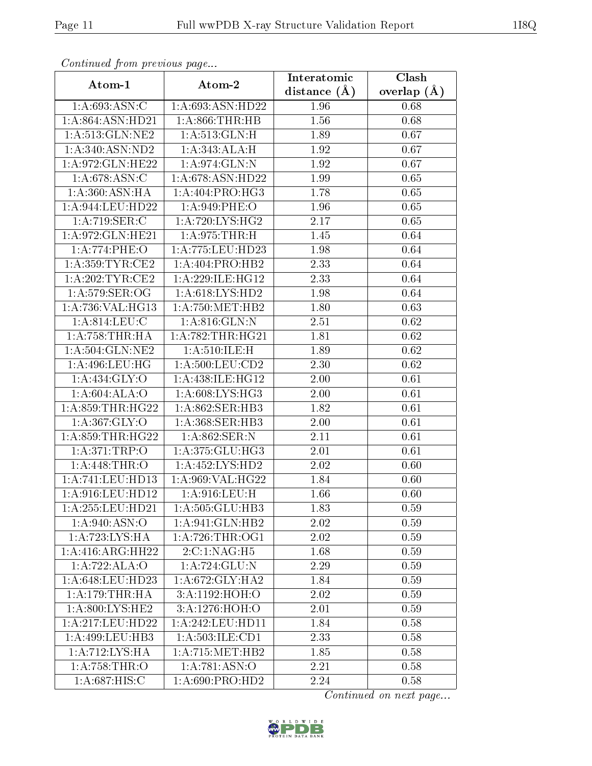*Continued from previous page...*

| Atom-1 | Atom-2 | Interatomic distance (Å) | Clash overlap (Å) |
|---|---|---|---|
| 1:A:693:ASN:C | 1:A:693:ASN:HD22 | 1.96 | 0.68 |
| 1:A:864:ASN:HD21 | 1:A:866:THR:HB | 1.56 | 0.68 |
| 1:A:513:GLN:NE2 | 1:A:513:GLN:H | 1.89 | 0.67 |
| 1:A:340:ASN:ND2 | 1:A:343:ALA:H | 1.92 | 0.67 |
| 1:A:972:GLN:HE22 | 1:A:974:GLN:N | 1.92 | 0.67 |
| 1:A:678:ASN:C | 1:A:678:ASN:HD22 | 1.99 | 0.65 |
| 1:A:360:ASN:HA | 1:A:404:PRO:HG3 | 1.78 | 0.65 |
| 1:A:944:LEU:HD22 | 1:A:949:PHE:O | 1.96 | 0.65 |
| 1:A:719:SER:C | 1:A:720:LYS:HG2 | 2.17 | 0.65 |
| 1:A:972:GLN:HE21 | 1:A:975:THR:H | 1.45 | 0.64 |
| 1:A:774:PHE:O | 1:A:775:LEU:HD23 | 1.98 | 0.64 |
| 1:A:359:TYR:CE2 | 1:A:404:PRO:HB2 | 2.33 | 0.64 |
| 1:A:202:TYR:CE2 | 1:A:229:ILE:HG12 | 2.33 | 0.64 |
| 1:A:579:SER:OG | 1:A:618:LYS:HD2 | 1.98 | 0.64 |
| 1:A:736:VAL:HG13 | 1:A:750:MET:HB2 | 1.80 | 0.63 |
| 1:A:814:LEU:C | 1:A:816:GLN:N | 2.51 | 0.62 |
| 1:A:758:THR:HA | 1:A:782:THR:HG21 | 1.81 | 0.62 |
| 1:A:504:GLN:NE2 | 1:A:510:ILE:H | 1.89 | 0.62 |
| 1:A:496:LEU:HG | 1:A:500:LEU:CD2 | 2.30 | 0.62 |
| 1:A:434:GLY:O | 1:A:438:ILE:HG12 | 2.00 | 0.61 |
| 1:A:604:ALA:O | 1:A:608:LYS:HG3 | 2.00 | 0.61 |
| 1:A:859:THR:HG22 | 1:A:862:SER:HB3 | 1.82 | 0.61 |
| 1:A:367:GLY:O | 1:A:368:SER:HB3 | 2.00 | 0.61 |
| 1:A:859:THR:HG22 | 1:A:862:SER:N | 2.11 | 0.61 |
| 1:A:371:TRP:O | 1:A:375:GLU:HG3 | 2.01 | 0.61 |
| 1:A:448:THR:O | 1:A:452:LYS:HD2 | 2.02 | 0.60 |
| 1:A:741:LEU:HD13 | 1:A:969:VAL:HG22 | 1.84 | 0.60 |
| 1:A:916:LEU:HD12 | 1:A:916:LEU:H | 1.66 | 0.60 |
| 1:A:255:LEU:HD21 | 1:A:505:GLU:HB3 | 1.83 | 0.59 |
| 1:A:940:ASN:O | 1:A:941:GLN:HB2 | 2.02 | 0.59 |
| 1:A:723:LYS:HA | 1:A:726:THR:OG1 | 2.02 | 0.59 |
| 1:A:416:ARG:HH22 | 2:C:1:NAG:H5 | 1.68 | 0.59 |
| 1:A:722:ALA:O | 1:A:724:GLU:N | 2.29 | 0.59 |
| 1:A:648:LEU:HD23 | 1:A:672:GLY:HA2 | 1.84 | 0.59 |
| 1:A:179:THR:HA | 3:A:1192:HOH:O | 2.02 | 0.59 |
| 1:A:800:LYS:HE2 | 3:A:1276:HOH:O | 2.01 | 0.59 |
| 1:A:217:LEU:HD22 | 1:A:242:LEU:HD11 | 1.84 | 0.58 |
| 1:A:499:LEU:HB3 | 1:A:503:ILE:CD1 | 2.33 | 0.58 |
| 1:A:712:LYS:HA | 1:A:715:MET:HB2 | 1.85 | 0.58 |
| 1:A:758:THR:O | 1:A:781:ASN:O | 2.21 | 0.58 |
| 1:A:687:HIS:C | 1:A:690:PRO:HD2 | 2.24 | 0.58 |

*Continued on next page...*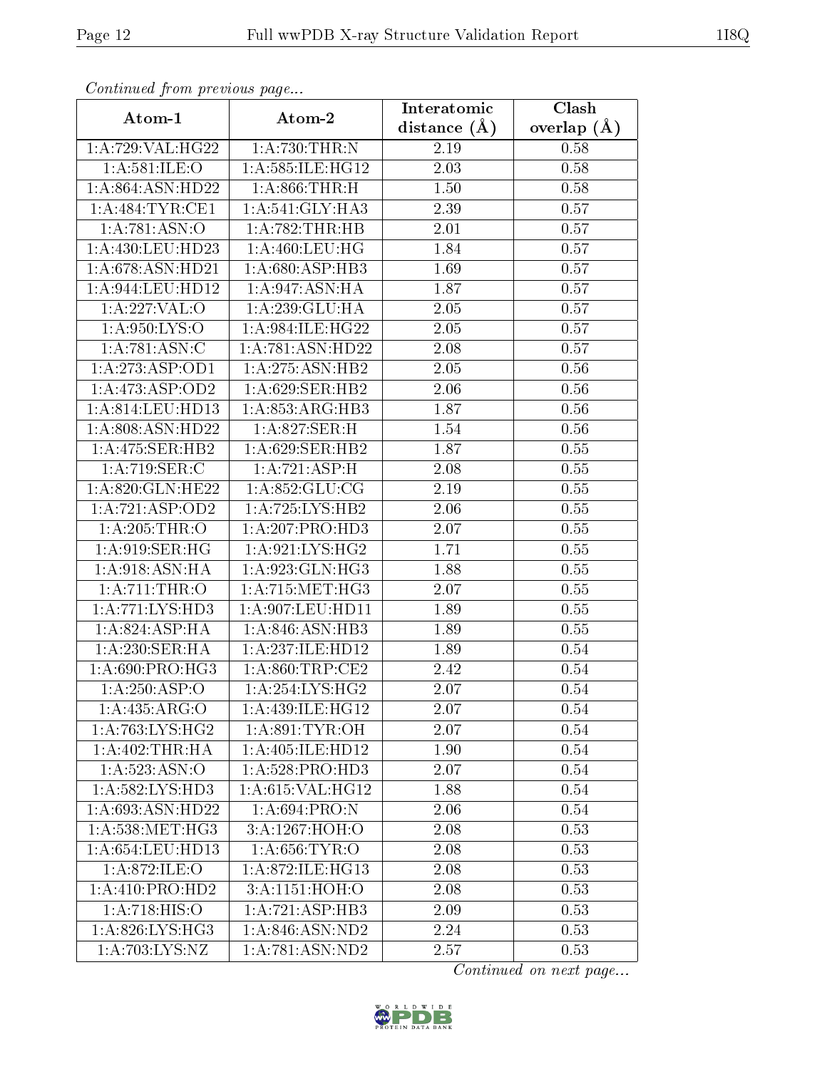*Continued from previous page...*

| Atom-1 | Atom-2 | Interatomic distance (Å) | Clash overlap (Å) |
|---|---|---|---|
| 1:A:729:VAL:HG22 | 1:A:730:THR:N | 2.19 | 0.58 |
| 1:A:581:ILE:O | 1:A:585:ILE:HG12 | 2.03 | 0.58 |
| 1:A:864:ASN:HD22 | 1:A:866:THR:H | 1.50 | 0.58 |
| 1:A:484:TYR:CE1 | 1:A:541:GLY:HA3 | 2.39 | 0.57 |
| 1:A:781:ASN:O | 1:A:782:THR:HB | 2.01 | 0.57 |
| 1:A:430:LEU:HD23 | 1:A:460:LEU:HG | 1.84 | 0.57 |
| 1:A:678:ASN:HD21 | 1:A:680:ASP:HB3 | 1.69 | 0.57 |
| 1:A:944:LEU:HD12 | 1:A:947:ASN:HA | 1.87 | 0.57 |
| 1:A:227:VAL:O | 1:A:239:GLU:HA | 2.05 | 0.57 |
| 1:A:950:LYS:O | 1:A:984:ILE:HG22 | 2.05 | 0.57 |
| 1:A:781:ASN:C | 1:A:781:ASN:HD22 | 2.08 | 0.57 |
| 1:A:273:ASP:OD1 | 1:A:275:ASN:HB2 | 2.05 | 0.56 |
| 1:A:473:ASP:OD2 | 1:A:629:SER:HB2 | 2.06 | 0.56 |
| 1:A:814:LEU:HD13 | 1:A:853:ARG:HB3 | 1.87 | 0.56 |
| 1:A:808:ASN:HD22 | 1:A:827:SER:H | 1.54 | 0.56 |
| 1:A:475:SER:HB2 | 1:A:629:SER:HB2 | 1.87 | 0.55 |
| 1:A:719:SER:C | 1:A:721:ASP:H | 2.08 | 0.55 |
| 1:A:820:GLN:HE22 | 1:A:852:GLU:CG | 2.19 | 0.55 |
| 1:A:721:ASP:OD2 | 1:A:725:LYS:HB2 | 2.06 | 0.55 |
| 1:A:205:THR:O | 1:A:207:PRO:HD3 | 2.07 | 0.55 |
| 1:A:919:SER:HG | 1:A:921:LYS:HG2 | 1.71 | 0.55 |
| 1:A:918:ASN:HA | 1:A:923:GLN:HG3 | 1.88 | 0.55 |
| 1:A:711:THR:O | 1:A:715:MET:HG3 | 2.07 | 0.55 |
| 1:A:771:LYS:HD3 | 1:A:907:LEU:HD11 | 1.89 | 0.55 |
| 1:A:824:ASP:HA | 1:A:846:ASN:HB3 | 1.89 | 0.55 |
| 1:A:230:SER:HA | 1:A:237:ILE:HD12 | 1.89 | 0.54 |
| 1:A:690:PRO:HG3 | 1:A:860:TRP:CE2 | 2.42 | 0.54 |
| 1:A:250:ASP:O | 1:A:254:LYS:HG2 | 2.07 | 0.54 |
| 1:A:435:ARG:O | 1:A:439:ILE:HG12 | 2.07 | 0.54 |
| 1:A:763:LYS:HG2 | 1:A:891:TYR:OH | 2.07 | 0.54 |
| 1:A:402:THR:HA | 1:A:405:ILE:HD12 | 1.90 | 0.54 |
| 1:A:523:ASN:O | 1:A:528:PRO:HD3 | 2.07 | 0.54 |
| 1:A:582:LYS:HD3 | 1:A:615:VAL:HG12 | 1.88 | 0.54 |
| 1:A:693:ASN:HD22 | 1:A:694:PRO:N | 2.06 | 0.54 |
| 1:A:538:MET:HG3 | 3:A:1267:HOH:O | 2.08 | 0.53 |
| 1:A:654:LEU:HD13 | 1:A:656:TYR:O | 2.08 | 0.53 |
| 1:A:872:ILE:O | 1:A:872:ILE:HG13 | 2.08 | 0.53 |
| 1:A:410:PRO:HD2 | 3:A:1151:HOH:O | 2.08 | 0.53 |
| 1:A:718:HIS:O | 1:A:721:ASP:HB3 | 2.09 | 0.53 |
| 1:A:826:LYS:HG3 | 1:A:846:ASN:ND2 | 2.24 | 0.53 |
| 1:A:703:LYS:NZ | 1:A:781:ASN:ND2 | 2.57 | 0.53 |

*Continued on next page...*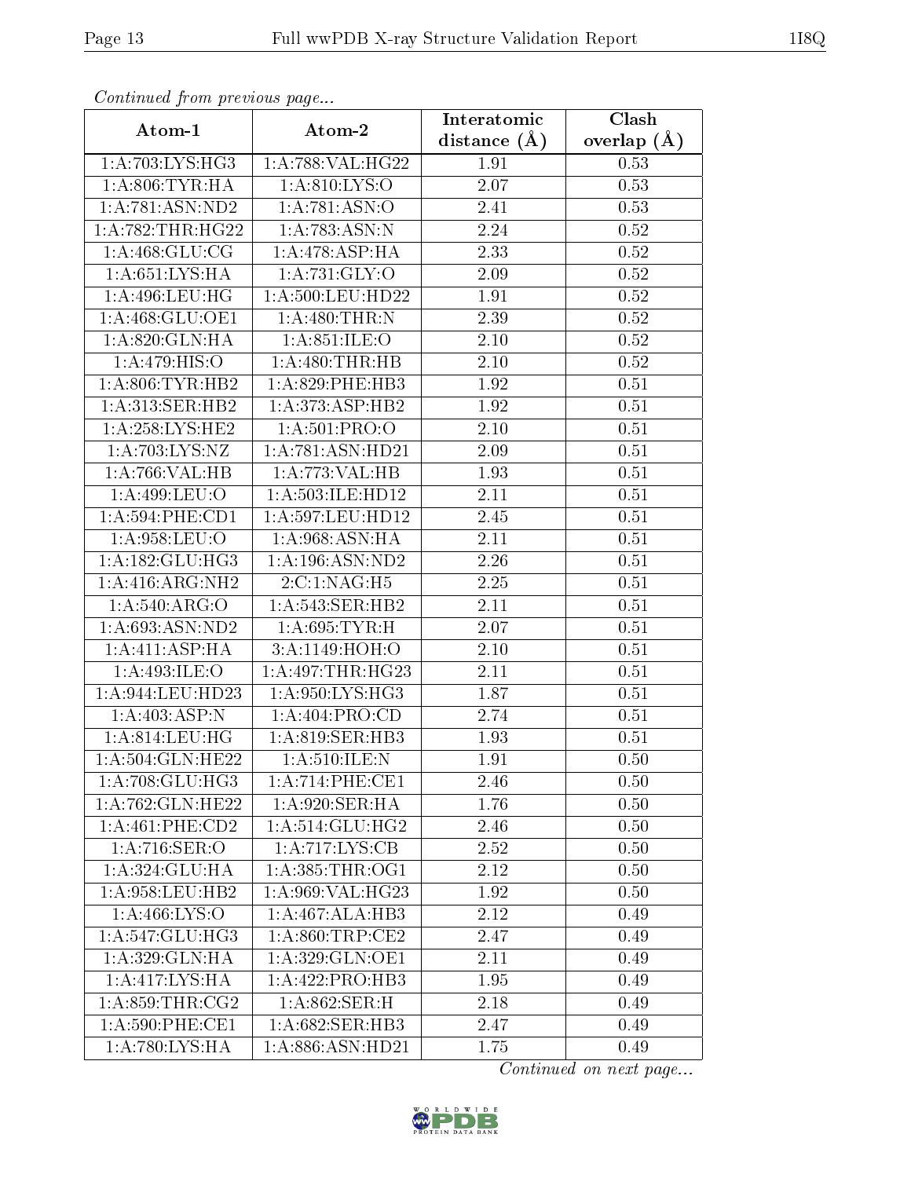*Continued from previous page...*

| Atom-1 | Atom-2 | Interatomic distance (Å) | Clash overlap (Å) |
|---|---|---|---|
| 1:A:703:LYS:HG3 | 1:A:788:VAL:HG22 | 1.91 | 0.53 |
| 1:A:806:TYR:HA | 1:A:810:LYS:O | 2.07 | 0.53 |
| 1:A:781:ASN:ND2 | 1:A:781:ASN:O | 2.41 | 0.53 |
| 1:A:782:THR:HG22 | 1:A:783:ASN:N | 2.24 | 0.52 |
| 1:A:468:GLU:CG | 1:A:478:ASP:HA | 2.33 | 0.52 |
| 1:A:651:LYS:HA | 1:A:731:GLY:O | 2.09 | 0.52 |
| 1:A:496:LEU:HG | 1:A:500:LEU:HD22 | 1.91 | 0.52 |
| 1:A:468:GLU:OE1 | 1:A:480:THR:N | 2.39 | 0.52 |
| 1:A:820:GLN:HA | 1:A:851:ILE:O | 2.10 | 0.52 |
| 1:A:479:HIS:O | 1:A:480:THR:HB | 2.10 | 0.52 |
| 1:A:806:TYR:HB2 | 1:A:829:PHE:HB3 | 1.92 | 0.51 |
| 1:A:313:SER:HB2 | 1:A:373:ASP:HB2 | 1.92 | 0.51 |
| 1:A:258:LYS:HE2 | 1:A:501:PRO:O | 2.10 | 0.51 |
| 1:A:703:LYS:NZ | 1:A:781:ASN:HD21 | 2.09 | 0.51 |
| 1:A:766:VAL:HB | 1:A:773:VAL:HB | 1.93 | 0.51 |
| 1:A:499:LEU:O | 1:A:503:ILE:HD12 | 2.11 | 0.51 |
| 1:A:594:PHE:CD1 | 1:A:597:LEU:HD12 | 2.45 | 0.51 |
| 1:A:958:LEU:O | 1:A:968:ASN:HA | 2.11 | 0.51 |
| 1:A:182:GLU:HG3 | 1:A:196:ASN:ND2 | 2.26 | 0.51 |
| 1:A:416:ARG:NH2 | 2:C:1:NAG:H5 | 2.25 | 0.51 |
| 1:A:540:ARG:O | 1:A:543:SER:HB2 | 2.11 | 0.51 |
| 1:A:693:ASN:ND2 | 1:A:695:TYR:H | 2.07 | 0.51 |
| 1:A:411:ASP:HA | 3:A:1149:HOH:O | 2.10 | 0.51 |
| 1:A:493:ILE:O | 1:A:497:THR:HG23 | 2.11 | 0.51 |
| 1:A:944:LEU:HD23 | 1:A:950:LYS:HG3 | 1.87 | 0.51 |
| 1:A:403:ASP:N | 1:A:404:PRO:CD | 2.74 | 0.51 |
| 1:A:814:LEU:HG | 1:A:819:SER:HB3 | 1.93 | 0.51 |
| 1:A:504:GLN:HE22 | 1:A:510:ILE:N | 1.91 | 0.50 |
| 1:A:708:GLU:HG3 | 1:A:714:PHE:CE1 | 2.46 | 0.50 |
| 1:A:762:GLN:HE22 | 1:A:920:SER:HA | 1.76 | 0.50 |
| 1:A:461:PHE:CD2 | 1:A:514:GLU:HG2 | 2.46 | 0.50 |
| 1:A:716:SER:O | 1:A:717:LYS:CB | 2.52 | 0.50 |
| 1:A:324:GLU:HA | 1:A:385:THR:OG1 | 2.12 | 0.50 |
| 1:A:958:LEU:HB2 | 1:A:969:VAL:HG23 | 1.92 | 0.50 |
| 1:A:466:LYS:O | 1:A:467:ALA:HB3 | 2.12 | 0.49 |
| 1:A:547:GLU:HG3 | 1:A:860:TRP:CE2 | 2.47 | 0.49 |
| 1:A:329:GLN:HA | 1:A:329:GLN:OE1 | 2.11 | 0.49 |
| 1:A:417:LYS:HA | 1:A:422:PRO:HB3 | 1.95 | 0.49 |
| 1:A:859:THR:CG2 | 1:A:862:SER:H | 2.18 | 0.49 |
| 1:A:590:PHE:CE1 | 1:A:682:SER:HB3 | 2.47 | 0.49 |
| 1:A:780:LYS:HA | 1:A:886:ASN:HD21 | 1.75 | 0.49 |

*Continued on next page...*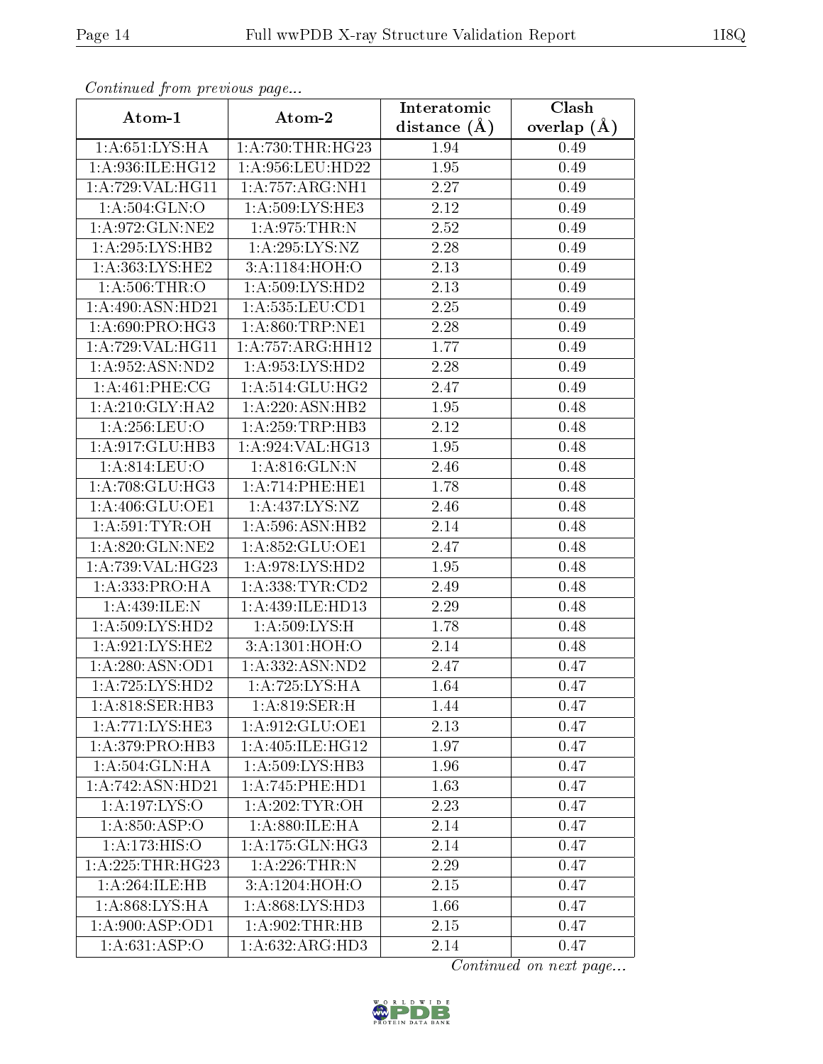*Continued from previous page...*

| Atom-1 | Atom-2 | Interatomic distance (Å) | Clash overlap (Å) |
| --- | --- | --- | --- |
| 1:A:651:LYS:HA | 1:A:730:THR:HG23 | 1.94 | 0.49 |
| 1:A:936:ILE:HG12 | 1:A:956:LEU:HD22 | 1.95 | 0.49 |
| 1:A:729:VAL:HG11 | 1:A:757:ARG:NH1 | 2.27 | 0.49 |
| 1:A:504:GLN:O | 1:A:509:LYS:HE3 | 2.12 | 0.49 |
| 1:A:972:GLN:NE2 | 1:A:975:THR:N | 2.52 | 0.49 |
| 1:A:295:LYS:HB2 | 1:A:295:LYS:NZ | 2.28 | 0.49 |
| 1:A:363:LYS:HE2 | 3:A:1184:HOH:O | 2.13 | 0.49 |
| 1:A:506:THR:O | 1:A:509:LYS:HD2 | 2.13 | 0.49 |
| 1:A:490:ASN:HD21 | 1:A:535:LEU:CD1 | 2.25 | 0.49 |
| 1:A:690:PRO:HG3 | 1:A:860:TRP:NE1 | 2.28 | 0.49 |
| 1:A:729:VAL:HG11 | 1:A:757:ARG:HH12 | 1.77 | 0.49 |
| 1:A:952:ASN:ND2 | 1:A:953:LYS:HD2 | 2.28 | 0.49 |
| 1:A:461:PHE:CG | 1:A:514:GLU:HG2 | 2.47 | 0.49 |
| 1:A:210:GLY:HA2 | 1:A:220:ASN:HB2 | 1.95 | 0.48 |
| 1:A:256:LEU:O | 1:A:259:TRP:HB3 | 2.12 | 0.48 |
| 1:A:917:GLU:HB3 | 1:A:924:VAL:HG13 | 1.95 | 0.48 |
| 1:A:814:LEU:O | 1:A:816:GLN:N | 2.46 | 0.48 |
| 1:A:708:GLU:HG3 | 1:A:714:PHE:HE1 | 1.78 | 0.48 |
| 1:A:406:GLU:OE1 | 1:A:437:LYS:NZ | 2.46 | 0.48 |
| 1:A:591:TYR:OH | 1:A:596:ASN:HB2 | 2.14 | 0.48 |
| 1:A:820:GLN:NE2 | 1:A:852:GLU:OE1 | 2.47 | 0.48 |
| 1:A:739:VAL:HG23 | 1:A:978:LYS:HD2 | 1.95 | 0.48 |
| 1:A:333:PRO:HA | 1:A:338:TYR:CD2 | 2.49 | 0.48 |
| 1:A:439:ILE:N | 1:A:439:ILE:HD13 | 2.29 | 0.48 |
| 1:A:509:LYS:HD2 | 1:A:509:LYS:H | 1.78 | 0.48 |
| 1:A:921:LYS:HE2 | 3:A:1301:HOH:O | 2.14 | 0.48 |
| 1:A:280:ASN:OD1 | 1:A:332:ASN:ND2 | 2.47 | 0.47 |
| 1:A:725:LYS:HD2 | 1:A:725:LYS:HA | 1.64 | 0.47 |
| 1:A:818:SER:HB3 | 1:A:819:SER:H | 1.44 | 0.47 |
| 1:A:771:LYS:HE3 | 1:A:912:GLU:OE1 | 2.13 | 0.47 |
| 1:A:379:PRO:HB3 | 1:A:405:ILE:HG12 | 1.97 | 0.47 |
| 1:A:504:GLN:HA | 1:A:509:LYS:HB3 | 1.96 | 0.47 |
| 1:A:742:ASN:HD21 | 1:A:745:PHE:HD1 | 1.63 | 0.47 |
| 1:A:197:LYS:O | 1:A:202:TYR:OH | 2.23 | 0.47 |
| 1:A:850:ASP:O | 1:A:880:ILE:HA | 2.14 | 0.47 |
| 1:A:173:HIS:O | 1:A:175:GLN:HG3 | 2.14 | 0.47 |
| 1:A:225:THR:HG23 | 1:A:226:THR:N | 2.29 | 0.47 |
| 1:A:264:ILE:HB | 3:A:1204:HOH:O | 2.15 | 0.47 |
| 1:A:868:LYS:HA | 1:A:868:LYS:HD3 | 1.66 | 0.47 |
| 1:A:900:ASP:OD1 | 1:A:902:THR:HB | 2.15 | 0.47 |
| 1:A:631:ASP:O | 1:A:632:ARG:HD3 | 2.14 | 0.47 |

*Continued on next page...*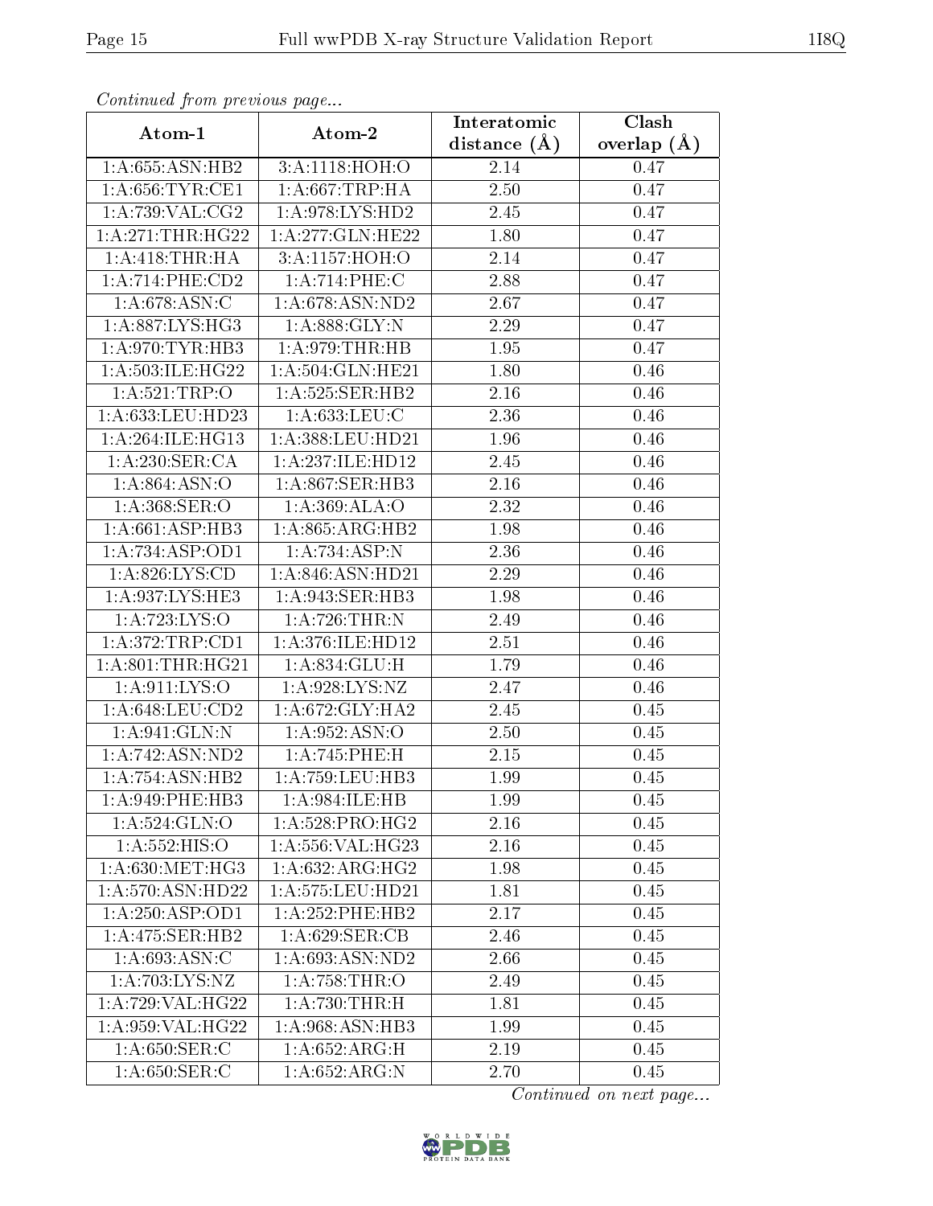*Continued from previous page...*

| Atom-1 | Atom-2 | Interatomic distance (Å) | Clash overlap (Å) |
|---|---|---|---|
| 1:A:655:ASN:HB2 | 3:A:1118:HOH:O | 2.14 | 0.47 |
| 1:A:656:TYR:CE1 | 1:A:667:TRP:HA | 2.50 | 0.47 |
| 1:A:739:VAL:CG2 | 1:A:978:LYS:HD2 | 2.45 | 0.47 |
| 1:A:271:THR:HG22 | 1:A:277:GLN:HE22 | 1.80 | 0.47 |
| 1:A:418:THR:HA | 3:A:1157:HOH:O | 2.14 | 0.47 |
| 1:A:714:PHE:CD2 | 1:A:714:PHE:C | 2.88 | 0.47 |
| 1:A:678:ASN:C | 1:A:678:ASN:ND2 | 2.67 | 0.47 |
| 1:A:887:LYS:HG3 | 1:A:888:GLY:N | 2.29 | 0.47 |
| 1:A:970:TYR:HB3 | 1:A:979:THR:HB | 1.95 | 0.47 |
| 1:A:503:ILE:HG22 | 1:A:504:GLN:HE21 | 1.80 | 0.46 |
| 1:A:521:TRP:O | 1:A:525:SER:HB2 | 2.16 | 0.46 |
| 1:A:633:LEU:HD23 | 1:A:633:LEU:C | 2.36 | 0.46 |
| 1:A:264:ILE:HG13 | 1:A:388:LEU:HD21 | 1.96 | 0.46 |
| 1:A:230:SER:CA | 1:A:237:ILE:HD12 | 2.45 | 0.46 |
| 1:A:864:ASN:O | 1:A:867:SER:HB3 | 2.16 | 0.46 |
| 1:A:368:SER:O | 1:A:369:ALA:O | 2.32 | 0.46 |
| 1:A:661:ASP:HB3 | 1:A:865:ARG:HB2 | 1.98 | 0.46 |
| 1:A:734:ASP:OD1 | 1:A:734:ASP:N | 2.36 | 0.46 |
| 1:A:826:LYS:CD | 1:A:846:ASN:HD21 | 2.29 | 0.46 |
| 1:A:937:LYS:HE3 | 1:A:943:SER:HB3 | 1.98 | 0.46 |
| 1:A:723:LYS:O | 1:A:726:THR:N | 2.49 | 0.46 |
| 1:A:372:TRP:CD1 | 1:A:376:ILE:HD12 | 2.51 | 0.46 |
| 1:A:801:THR:HG21 | 1:A:834:GLU:H | 1.79 | 0.46 |
| 1:A:911:LYS:O | 1:A:928:LYS:NZ | 2.47 | 0.46 |
| 1:A:648:LEU:CD2 | 1:A:672:GLY:HA2 | 2.45 | 0.45 |
| 1:A:941:GLN:N | 1:A:952:ASN:O | 2.50 | 0.45 |
| 1:A:742:ASN:ND2 | 1:A:745:PHE:H | 2.15 | 0.45 |
| 1:A:754:ASN:HB2 | 1:A:759:LEU:HB3 | 1.99 | 0.45 |
| 1:A:949:PHE:HB3 | 1:A:984:ILE:HB | 1.99 | 0.45 |
| 1:A:524:GLN:O | 1:A:528:PRO:HG2 | 2.16 | 0.45 |
| 1:A:552:HIS:O | 1:A:556:VAL:HG23 | 2.16 | 0.45 |
| 1:A:630:MET:HG3 | 1:A:632:ARG:HG2 | 1.98 | 0.45 |
| 1:A:570:ASN:HD22 | 1:A:575:LEU:HD21 | 1.81 | 0.45 |
| 1:A:250:ASP:OD1 | 1:A:252:PHE:HB2 | 2.17 | 0.45 |
| 1:A:475:SER:HB2 | 1:A:629:SER:CB | 2.46 | 0.45 |
| 1:A:693:ASN:C | 1:A:693:ASN:ND2 | 2.66 | 0.45 |
| 1:A:703:LYS:NZ | 1:A:758:THR:O | 2.49 | 0.45 |
| 1:A:729:VAL:HG22 | 1:A:730:THR:H | 1.81 | 0.45 |
| 1:A:959:VAL:HG22 | 1:A:968:ASN:HB3 | 1.99 | 0.45 |
| 1:A:650:SER:C | 1:A:652:ARG:H | 2.19 | 0.45 |
| 1:A:650:SER:C | 1:A:652:ARG:N | 2.70 | 0.45 |

*Continued on next page...*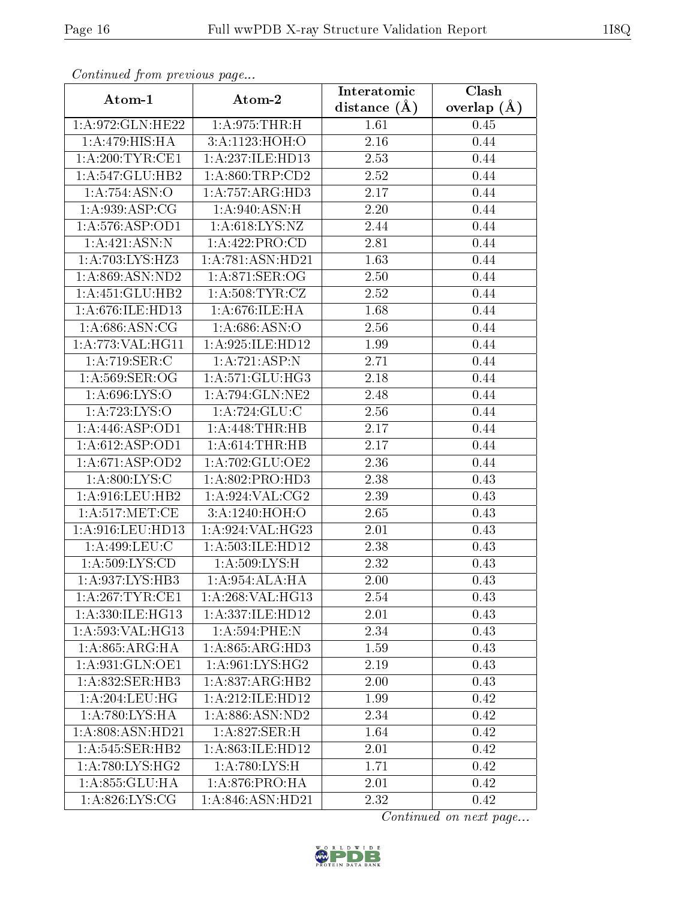*Continued from previous page...*

| Atom-1 | Atom-2 | Interatomic distance (Å) | Clash overlap (Å) |
|---|---|---|---|
| 1:A:972:GLN:HE22 | 1:A:975:THR:H | 1.61 | 0.45 |
| 1:A:479:HIS:HA | 3:A:1123:HOH:O | 2.16 | 0.44 |
| 1:A:200:TYR:CE1 | 1:A:237:ILE:HD13 | 2.53 | 0.44 |
| 1:A:547:GLU:HB2 | 1:A:860:TRP:CD2 | 2.52 | 0.44 |
| 1:A:754:ASN:O | 1:A:757:ARG:HD3 | 2.17 | 0.44 |
| 1:A:939:ASP:CG | 1:A:940:ASN:H | 2.20 | 0.44 |
| 1:A:576:ASP:OD1 | 1:A:618:LYS:NZ | 2.44 | 0.44 |
| 1:A:421:ASN:N | 1:A:422:PRO:CD | 2.81 | 0.44 |
| 1:A:703:LYS:HZ3 | 1:A:781:ASN:HD21 | 1.63 | 0.44 |
| 1:A:869:ASN:ND2 | 1:A:871:SER:OG | 2.50 | 0.44 |
| 1:A:451:GLU:HB2 | 1:A:508:TYR:CZ | 2.52 | 0.44 |
| 1:A:676:ILE:HD13 | 1:A:676:ILE:HA | 1.68 | 0.44 |
| 1:A:686:ASN:CG | 1:A:686:ASN:O | 2.56 | 0.44 |
| 1:A:773:VAL:HG11 | 1:A:925:ILE:HD12 | 1.99 | 0.44 |
| 1:A:719:SER:C | 1:A:721:ASP:N | 2.71 | 0.44 |
| 1:A:569:SER:OG | 1:A:571:GLU:HG3 | 2.18 | 0.44 |
| 1:A:696:LYS:O | 1:A:794:GLN:NE2 | 2.48 | 0.44 |
| 1:A:723:LYS:O | 1:A:724:GLU:C | 2.56 | 0.44 |
| 1:A:446:ASP:OD1 | 1:A:448:THR:HB | 2.17 | 0.44 |
| 1:A:612:ASP:OD1 | 1:A:614:THR:HB | 2.17 | 0.44 |
| 1:A:671:ASP:OD2 | 1:A:702:GLU:OE2 | 2.36 | 0.44 |
| 1:A:800:LYS:C | 1:A:802:PRO:HD3 | 2.38 | 0.43 |
| 1:A:916:LEU:HB2 | 1:A:924:VAL:CG2 | 2.39 | 0.43 |
| 1:A:517:MET:CE | 3:A:1240:HOH:O | 2.65 | 0.43 |
| 1:A:916:LEU:HD13 | 1:A:924:VAL:HG23 | 2.01 | 0.43 |
| 1:A:499:LEU:C | 1:A:503:ILE:HD12 | 2.38 | 0.43 |
| 1:A:509:LYS:CD | 1:A:509:LYS:H | 2.32 | 0.43 |
| 1:A:937:LYS:HB3 | 1:A:954:ALA:HA | 2.00 | 0.43 |
| 1:A:267:TYR:CE1 | 1:A:268:VAL:HG13 | 2.54 | 0.43 |
| 1:A:330:ILE:HG13 | 1:A:337:ILE:HD12 | 2.01 | 0.43 |
| 1:A:593:VAL:HG13 | 1:A:594:PHE:N | 2.34 | 0.43 |
| 1:A:865:ARG:HA | 1:A:865:ARG:HD3 | 1.59 | 0.43 |
| 1:A:931:GLN:OE1 | 1:A:961:LYS:HG2 | 2.19 | 0.43 |
| 1:A:832:SER:HB3 | 1:A:837:ARG:HB2 | 2.00 | 0.43 |
| 1:A:204:LEU:HG | 1:A:212:ILE:HD12 | 1.99 | 0.42 |
| 1:A:780:LYS:HA | 1:A:886:ASN:ND2 | 2.34 | 0.42 |
| 1:A:808:ASN:HD21 | 1:A:827:SER:H | 1.64 | 0.42 |
| 1:A:545:SER:HB2 | 1:A:863:ILE:HD12 | 2.01 | 0.42 |
| 1:A:780:LYS:HG2 | 1:A:780:LYS:H | 1.71 | 0.42 |
| 1:A:855:GLU:HA | 1:A:876:PRO:HA | 2.01 | 0.42 |
| 1:A:826:LYS:CG | 1:A:846:ASN:HD21 | 2.32 | 0.42 |

*Continued on next page...*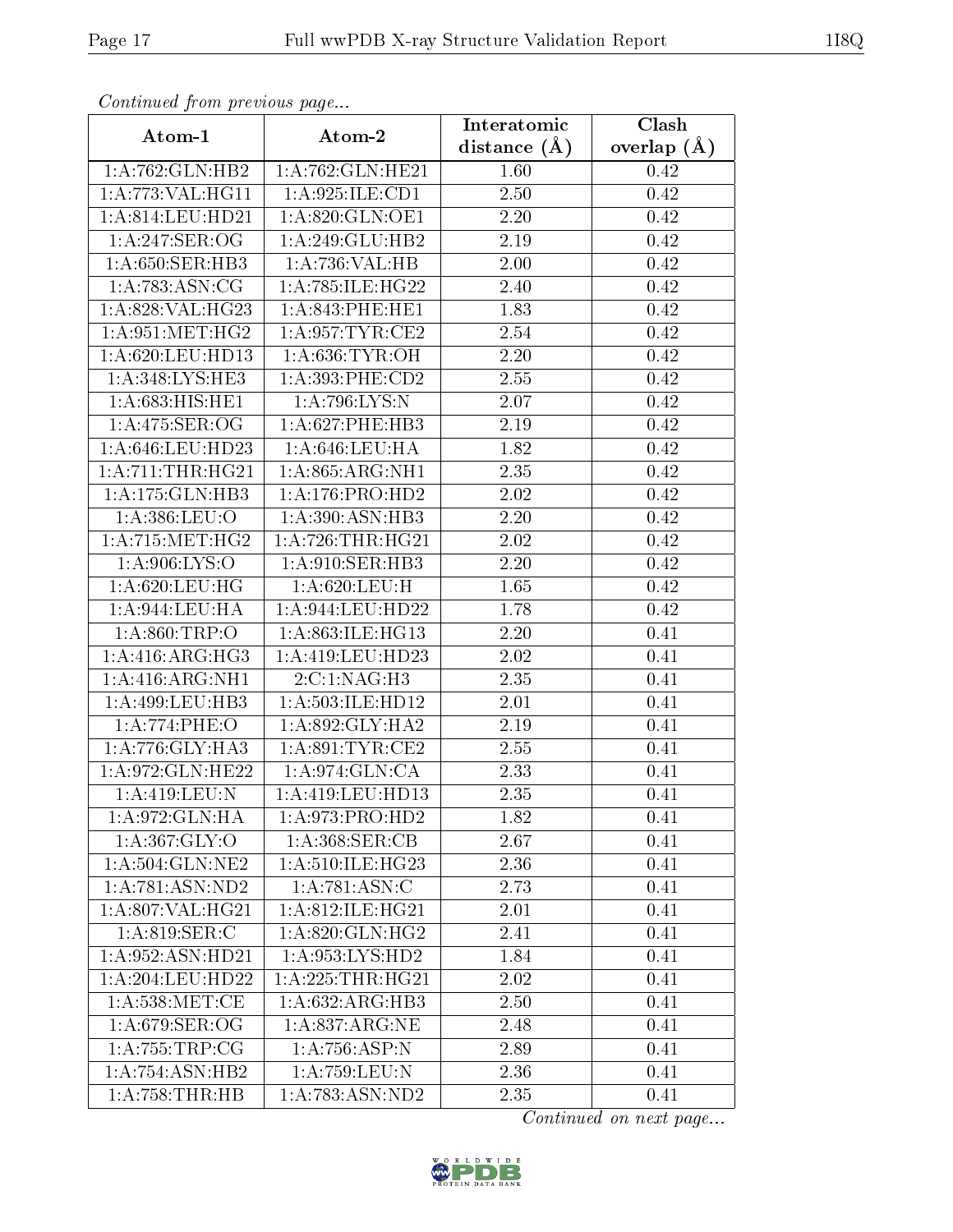*Continued from previous page...*

| Atom-1 | Atom-2 | Interatomic distance (Å) | Clash overlap (Å) |
|---|---|---|---|
| 1:A:762:GLN:HB2 | 1:A:762:GLN:HE21 | 1.60 | 0.42 |
| 1:A:773:VAL:HG11 | 1:A:925:ILE:CD1 | 2.50 | 0.42 |
| 1:A:814:LEU:HD21 | 1:A:820:GLN:OE1 | 2.20 | 0.42 |
| 1:A:247:SER:OG | 1:A:249:GLU:HB2 | 2.19 | 0.42 |
| 1:A:650:SER:HB3 | 1:A:736:VAL:HB | 2.00 | 0.42 |
| 1:A:783:ASN:CG | 1:A:785:ILE:HG22 | 2.40 | 0.42 |
| 1:A:828:VAL:HG23 | 1:A:843:PHE:HE1 | 1.83 | 0.42 |
| 1:A:951:MET:HG2 | 1:A:957:TYR:CE2 | 2.54 | 0.42 |
| 1:A:620:LEU:HD13 | 1:A:636:TYR:OH | 2.20 | 0.42 |
| 1:A:348:LYS:HE3 | 1:A:393:PHE:CD2 | 2.55 | 0.42 |
| 1:A:683:HIS:HE1 | 1:A:796:LYS:N | 2.07 | 0.42 |
| 1:A:475:SER:OG | 1:A:627:PHE:HB3 | 2.19 | 0.42 |
| 1:A:646:LEU:HD23 | 1:A:646:LEU:HA | 1.82 | 0.42 |
| 1:A:711:THR:HG21 | 1:A:865:ARG:NH1 | 2.35 | 0.42 |
| 1:A:175:GLN:HB3 | 1:A:176:PRO:HD2 | 2.02 | 0.42 |
| 1:A:386:LEU:O | 1:A:390:ASN:HB3 | 2.20 | 0.42 |
| 1:A:715:MET:HG2 | 1:A:726:THR:HG21 | 2.02 | 0.42 |
| 1:A:906:LYS:O | 1:A:910:SER:HB3 | 2.20 | 0.42 |
| 1:A:620:LEU:HG | 1:A:620:LEU:H | 1.65 | 0.42 |
| 1:A:944:LEU:HA | 1:A:944:LEU:HD22 | 1.78 | 0.42 |
| 1:A:860:TRP:O | 1:A:863:ILE:HG13 | 2.20 | 0.41 |
| 1:A:416:ARG:HG3 | 1:A:419:LEU:HD23 | 2.02 | 0.41 |
| 1:A:416:ARG:NH1 | 2:C:1:NAG:H3 | 2.35 | 0.41 |
| 1:A:499:LEU:HB3 | 1:A:503:ILE:HD12 | 2.01 | 0.41 |
| 1:A:774:PHE:O | 1:A:892:GLY:HA2 | 2.19 | 0.41 |
| 1:A:776:GLY:HA3 | 1:A:891:TYR:CE2 | 2.55 | 0.41 |
| 1:A:972:GLN:HE22 | 1:A:974:GLN:CA | 2.33 | 0.41 |
| 1:A:419:LEU:N | 1:A:419:LEU:HD13 | 2.35 | 0.41 |
| 1:A:972:GLN:HA | 1:A:973:PRO:HD2 | 1.82 | 0.41 |
| 1:A:367:GLY:O | 1:A:368:SER:CB | 2.67 | 0.41 |
| 1:A:504:GLN:NE2 | 1:A:510:ILE:HG23 | 2.36 | 0.41 |
| 1:A:781:ASN:ND2 | 1:A:781:ASN:C | 2.73 | 0.41 |
| 1:A:807:VAL:HG21 | 1:A:812:ILE:HG21 | 2.01 | 0.41 |
| 1:A:819:SER:C | 1:A:820:GLN:HG2 | 2.41 | 0.41 |
| 1:A:952:ASN:HD21 | 1:A:953:LYS:HD2 | 1.84 | 0.41 |
| 1:A:204:LEU:HD22 | 1:A:225:THR:HG21 | 2.02 | 0.41 |
| 1:A:538:MET:CE | 1:A:632:ARG:HB3 | 2.50 | 0.41 |
| 1:A:679:SER:OG | 1:A:837:ARG:NE | 2.48 | 0.41 |
| 1:A:755:TRP:CG | 1:A:756:ASP:N | 2.89 | 0.41 |
| 1:A:754:ASN:HB2 | 1:A:759:LEU:N | 2.36 | 0.41 |
| 1:A:758:THR:HB | 1:A:783:ASN:ND2 | 2.35 | 0.41 |

*Continued on next page...*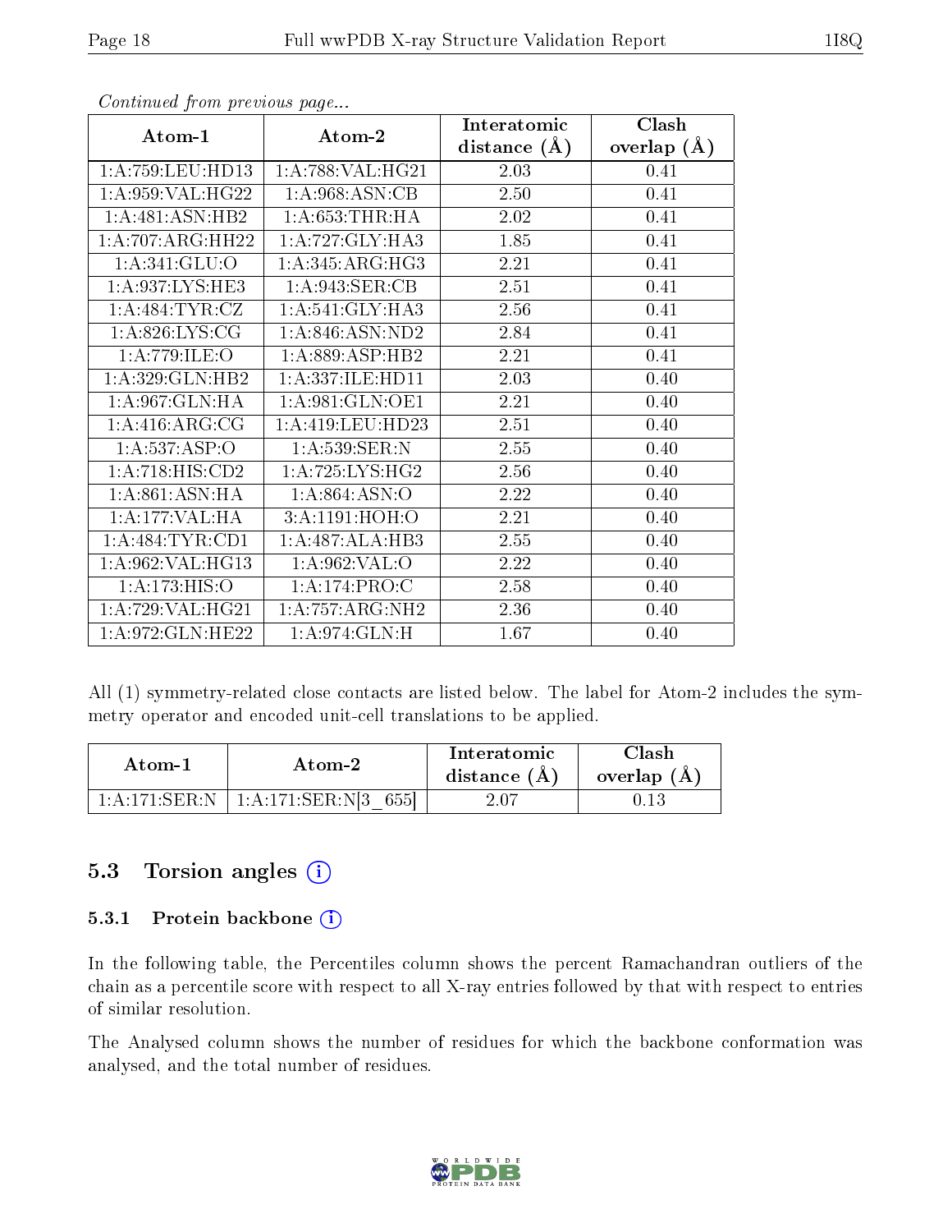*Continued from previous page...*

| Atom-1 | Atom-2 | Interatomic distance (Å) | Clash overlap (Å) |
|---|---|---|---|
| 1:A:759:LEU:HD13 | 1:A:788:VAL:HG21 | 2.03 | 0.41 |
| 1:A:959:VAL:HG22 | 1:A:968:ASN:CB | 2.50 | 0.41 |
| 1:A:481:ASN:HB2 | 1:A:653:THR:HA | 2.02 | 0.41 |
| 1:A:707:ARG:HH22 | 1:A:727:GLY:HA3 | 1.85 | 0.41 |
| 1:A:341:GLU:O | 1:A:345:ARG:HG3 | 2.21 | 0.41 |
| 1:A:937:LYS:HE3 | 1:A:943:SER:CB | 2.51 | 0.41 |
| 1:A:484:TYR:CZ | 1:A:541:GLY:HA3 | 2.56 | 0.41 |
| 1:A:826:LYS:CG | 1:A:846:ASN:ND2 | 2.84 | 0.41 |
| 1:A:779:ILE:O | 1:A:889:ASP:HB2 | 2.21 | 0.41 |
| 1:A:329:GLN:HB2 | 1:A:337:ILE:HD11 | 2.03 | 0.40 |
| 1:A:967:GLN:HA | 1:A:981:GLN:OE1 | 2.21 | 0.40 |
| 1:A:416:ARG:CG | 1:A:419:LEU:HD23 | 2.51 | 0.40 |
| 1:A:537:ASP:O | 1:A:539:SER:N | 2.55 | 0.40 |
| 1:A:718:HIS:CD2 | 1:A:725:LYS:HG2 | 2.56 | 0.40 |
| 1:A:861:ASN:HA | 1:A:864:ASN:O | 2.22 | 0.40 |
| 1:A:177:VAL:HA | 3:A:1191:HOH:O | 2.21 | 0.40 |
| 1:A:484:TYR:CD1 | 1:A:487:ALA:HB3 | 2.55 | 0.40 |
| 1:A:962:VAL:HG13 | 1:A:962:VAL:O | 2.22 | 0.40 |
| 1:A:173:HIS:O | 1:A:174:PRO:C | 2.58 | 0.40 |
| 1:A:729:VAL:HG21 | 1:A:757:ARG:NH2 | 2.36 | 0.40 |
| 1:A:972:GLN:HE22 | 1:A:974:GLN:H | 1.67 | 0.40 |

All (1) symmetry-related close contacts are listed below. The label for Atom-2 includes the symmetry operator and encoded unit-cell translations to be applied.

| Atom-1 | Atom-2 | Interatomic distance (Å) | Clash overlap (Å) |
|---|---|---|---|
| 1:A:171:SER:N | 1:A:171:SER:N[3_655] | 2.07 | 0.13 |

## 5.3 Torsion angles

### 5.3.1 Protein backbone

In the following table, the Percentiles column shows the percent Ramachandran outliers of the chain as a percentile score with respect to all X-ray entries followed by that with respect to entries of similar resolution.

The Analysed column shows the number of residues for which the backbone conformation was analysed, and the total number of residues.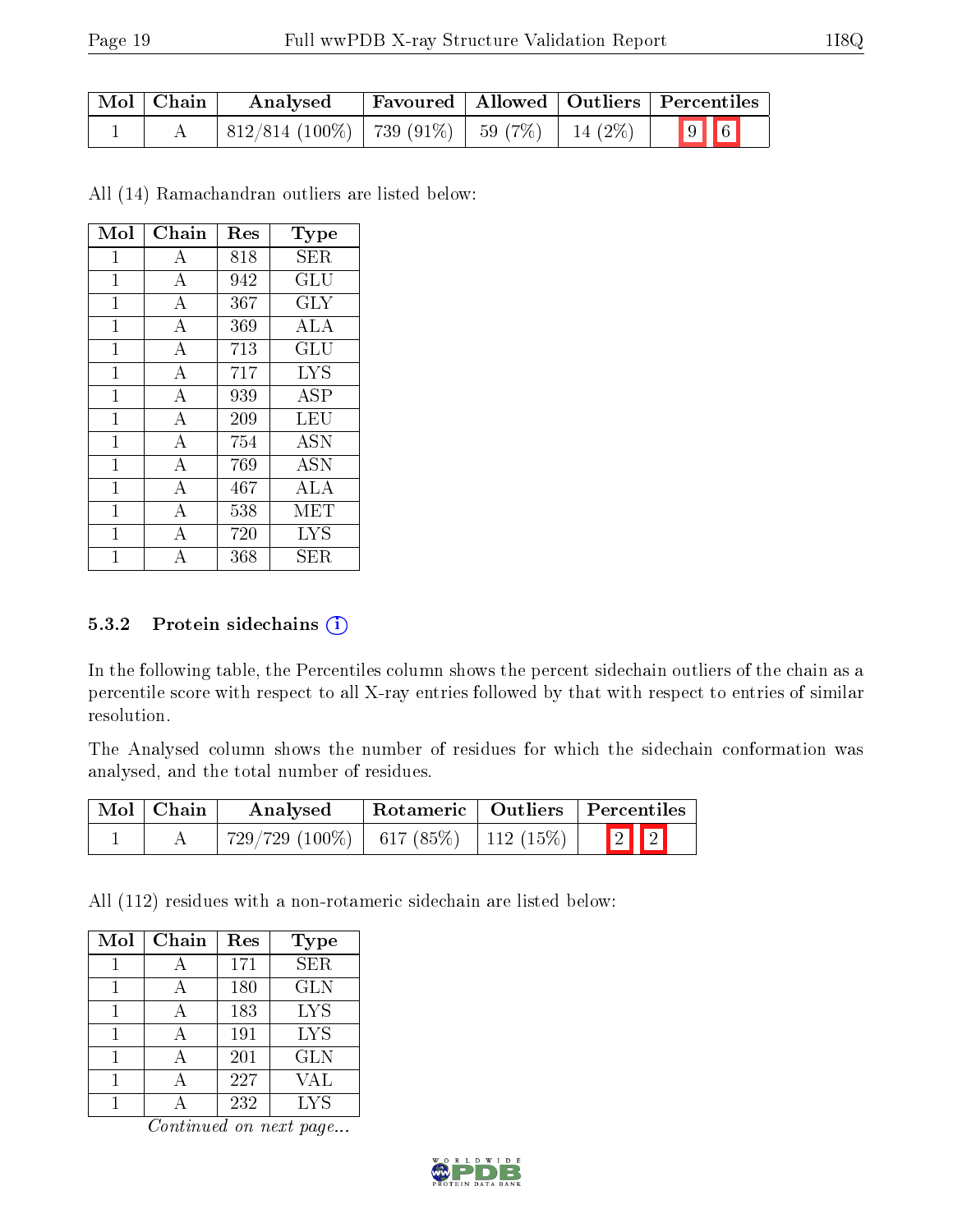| Mol | Chain | Analysed | Favoured | Allowed | Outliers | Percentiles | |
|---|---|---|---|---|---|---|---|
| 1 | A | 812/814 (100%) | 739 (91%) | 59 (7%) | 14 (2%) | 9 | 6 |

All (14) Ramachandran outliers are listed below:

| Mol | Chain | Res | Type |
|---|---|---|---|
| 1 | A | 818 | SER |
| 1 | A | 942 | GLU |
| 1 | A | 367 | GLY |
| 1 | A | 369 | ALA |
| 1 | A | 713 | GLU |
| 1 | A | 717 | LYS |
| 1 | A | 939 | ASP |
| 1 | A | 209 | LEU |
| 1 | A | 754 | ASN |
| 1 | A | 769 | ASN |
| 1 | A | 467 | ALA |
| 1 | A | 538 | MET |
| 1 | A | 720 | LYS |
| 1 | A | 368 | SER |

### 5.3.2 Protein sidechains

In the following table, the Percentiles column shows the percent sidechain outliers of the chain as a percentile score with respect to all X-ray entries followed by that with respect to entries of similar resolution.

The Analysed column shows the number of residues for which the sidechain conformation was analysed, and the total number of residues.

| Mol | Chain | Analysed | Rotameric | Outliers | Percentiles | |
|---|---|---|---|---|---|---|
| 1 | A | 729/729 (100%) | 617 (85%) | 112 (15%) | 2 | 2 |

All (112) residues with a non-rotameric sidechain are listed below:

| Mol | Chain | Res | Type |
|---|---|---|---|
| 1 | A | 171 | SER |
| 1 | A | 180 | GLN |
| 1 | A | 183 | LYS |
| 1 | A | 191 | LYS |
| 1 | A | 201 | GLN |
| 1 | A | 227 | VAL |
| 1 | A | 232 | LYS |

*Continued on next page...*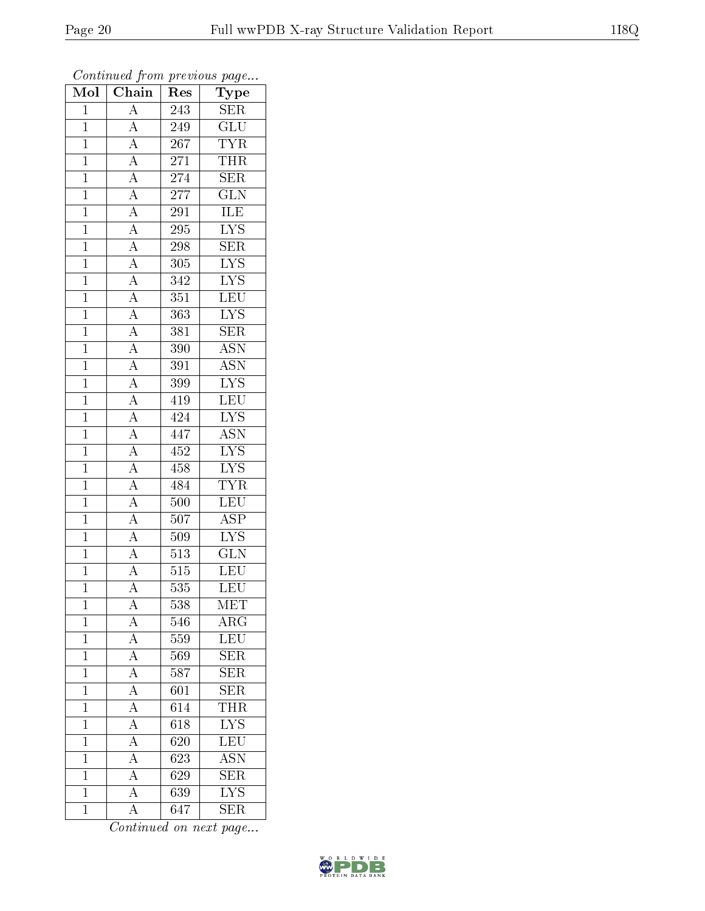*Continued from previous page...*

| Mol | Chain | Res | Type |
| --- | --- | --- | --- |
| 1 | A | 243 | SER |
| 1 | A | 249 | GLU |
| 1 | A | 267 | TYR |
| 1 | A | 271 | THR |
| 1 | A | 274 | SER |
| 1 | A | 277 | GLN |
| 1 | A | 291 | ILE |
| 1 | A | 295 | LYS |
| 1 | A | 298 | SER |
| 1 | A | 305 | LYS |
| 1 | A | 342 | LYS |
| 1 | A | 351 | LEU |
| 1 | A | 363 | LYS |
| 1 | A | 381 | SER |
| 1 | A | 390 | ASN |
| 1 | A | 391 | ASN |
| 1 | A | 399 | LYS |
| 1 | A | 419 | LEU |
| 1 | A | 424 | LYS |
| 1 | A | 447 | ASN |
| 1 | A | 452 | LYS |
| 1 | A | 458 | LYS |
| 1 | A | 484 | TYR |
| 1 | A | 500 | LEU |
| 1 | A | 507 | ASP |
| 1 | A | 509 | LYS |
| 1 | A | 513 | GLN |
| 1 | A | 515 | LEU |
| 1 | A | 535 | LEU |
| 1 | A | 538 | MET |
| 1 | A | 546 | ARG |
| 1 | A | 559 | LEU |
| 1 | A | 569 | SER |
| 1 | A | 587 | SER |
| 1 | A | 601 | SER |
| 1 | A | 614 | THR |
| 1 | A | 618 | LYS |
| 1 | A | 620 | LEU |
| 1 | A | 623 | ASN |
| 1 | A | 629 | SER |
| 1 | A | 639 | LYS |
| 1 | A | 647 | SER |

*Continued on next page...*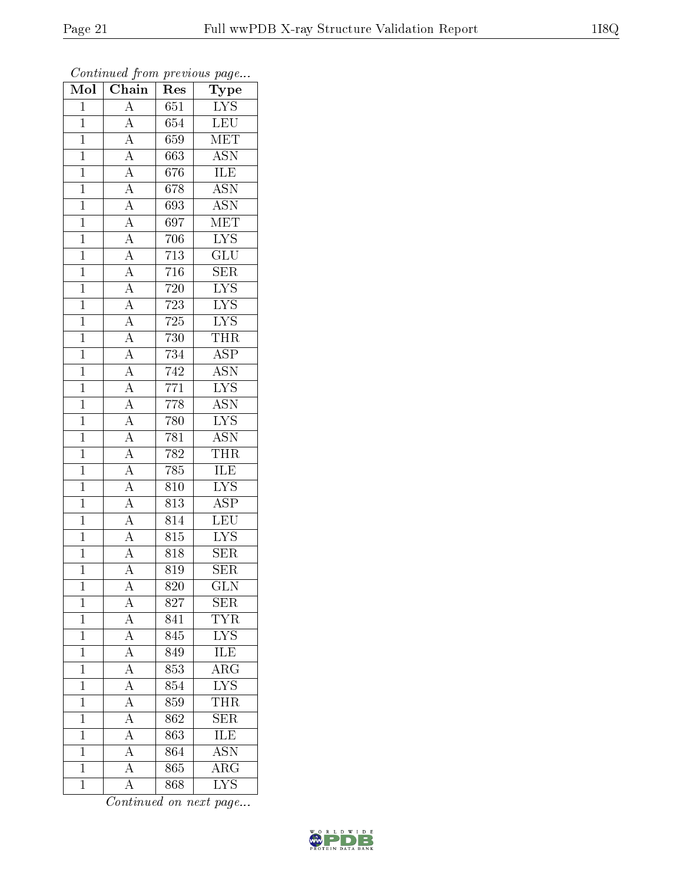*Continued from previous page...*

| Mol | Chain | Res | Type |
|---|---|---|---|
| 1 | A | 651 | LYS |
| 1 | A | 654 | LEU |
| 1 | A | 659 | MET |
| 1 | A | 663 | ASN |
| 1 | A | 676 | ILE |
| 1 | A | 678 | ASN |
| 1 | A | 693 | ASN |
| 1 | A | 697 | MET |
| 1 | A | 706 | LYS |
| 1 | A | 713 | GLU |
| 1 | A | 716 | SER |
| 1 | A | 720 | LYS |
| 1 | A | 723 | LYS |
| 1 | A | 725 | LYS |
| 1 | A | 730 | THR |
| 1 | A | 734 | ASP |
| 1 | A | 742 | ASN |
| 1 | A | 771 | LYS |
| 1 | A | 778 | ASN |
| 1 | A | 780 | LYS |
| 1 | A | 781 | ASN |
| 1 | A | 782 | THR |
| 1 | A | 785 | ILE |
| 1 | A | 810 | LYS |
| 1 | A | 813 | ASP |
| 1 | A | 814 | LEU |
| 1 | A | 815 | LYS |
| 1 | A | 818 | SER |
| 1 | A | 819 | SER |
| 1 | A | 820 | GLN |
| 1 | A | 827 | SER |
| 1 | A | 841 | TYR |
| 1 | A | 845 | LYS |
| 1 | A | 849 | ILE |
| 1 | A | 853 | ARG |
| 1 | A | 854 | LYS |
| 1 | A | 859 | THR |
| 1 | A | 862 | SER |
| 1 | A | 863 | ILE |
| 1 | A | 864 | ASN |
| 1 | A | 865 | ARG |
| 1 | A | 868 | LYS |

*Continued on next page...*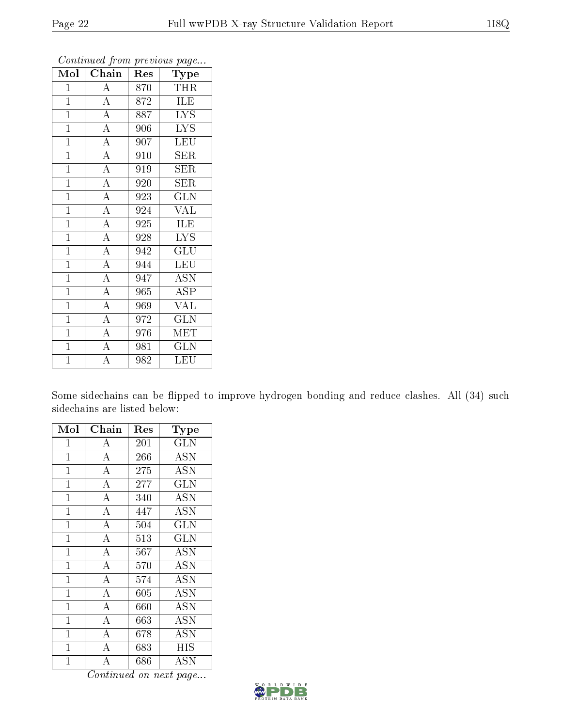*Continued from previous page...*

| Mol | Chain | Res | Type |
|---|---|---|---|
| 1 | A | 870 | THR |
| 1 | A | 872 | ILE |
| 1 | A | 887 | LYS |
| 1 | A | 906 | LYS |
| 1 | A | 907 | LEU |
| 1 | A | 910 | SER |
| 1 | A | 919 | SER |
| 1 | A | 920 | SER |
| 1 | A | 923 | GLN |
| 1 | A | 924 | VAL |
| 1 | A | 925 | ILE |
| 1 | A | 928 | LYS |
| 1 | A | 942 | GLU |
| 1 | A | 944 | LEU |
| 1 | A | 947 | ASN |
| 1 | A | 965 | ASP |
| 1 | A | 969 | VAL |
| 1 | A | 972 | GLN |
| 1 | A | 976 | MET |
| 1 | A | 981 | GLN |
| 1 | A | 982 | LEU |

Some sidechains can be flipped to improve hydrogen bonding and reduce clashes. All (34) such sidechains are listed below:

| Mol | Chain | Res | Type |
|---|---|---|---|
| 1 | A | 201 | GLN |
| 1 | A | 266 | ASN |
| 1 | A | 275 | ASN |
| 1 | A | 277 | GLN |
| 1 | A | 340 | ASN |
| 1 | A | 447 | ASN |
| 1 | A | 504 | GLN |
| 1 | A | 513 | GLN |
| 1 | A | 567 | ASN |
| 1 | A | 570 | ASN |
| 1 | A | 574 | ASN |
| 1 | A | 605 | ASN |
| 1 | A | 660 | ASN |
| 1 | A | 663 | ASN |
| 1 | A | 678 | ASN |
| 1 | A | 683 | HIS |
| 1 | A | 686 | ASN |

*Continued on next page...*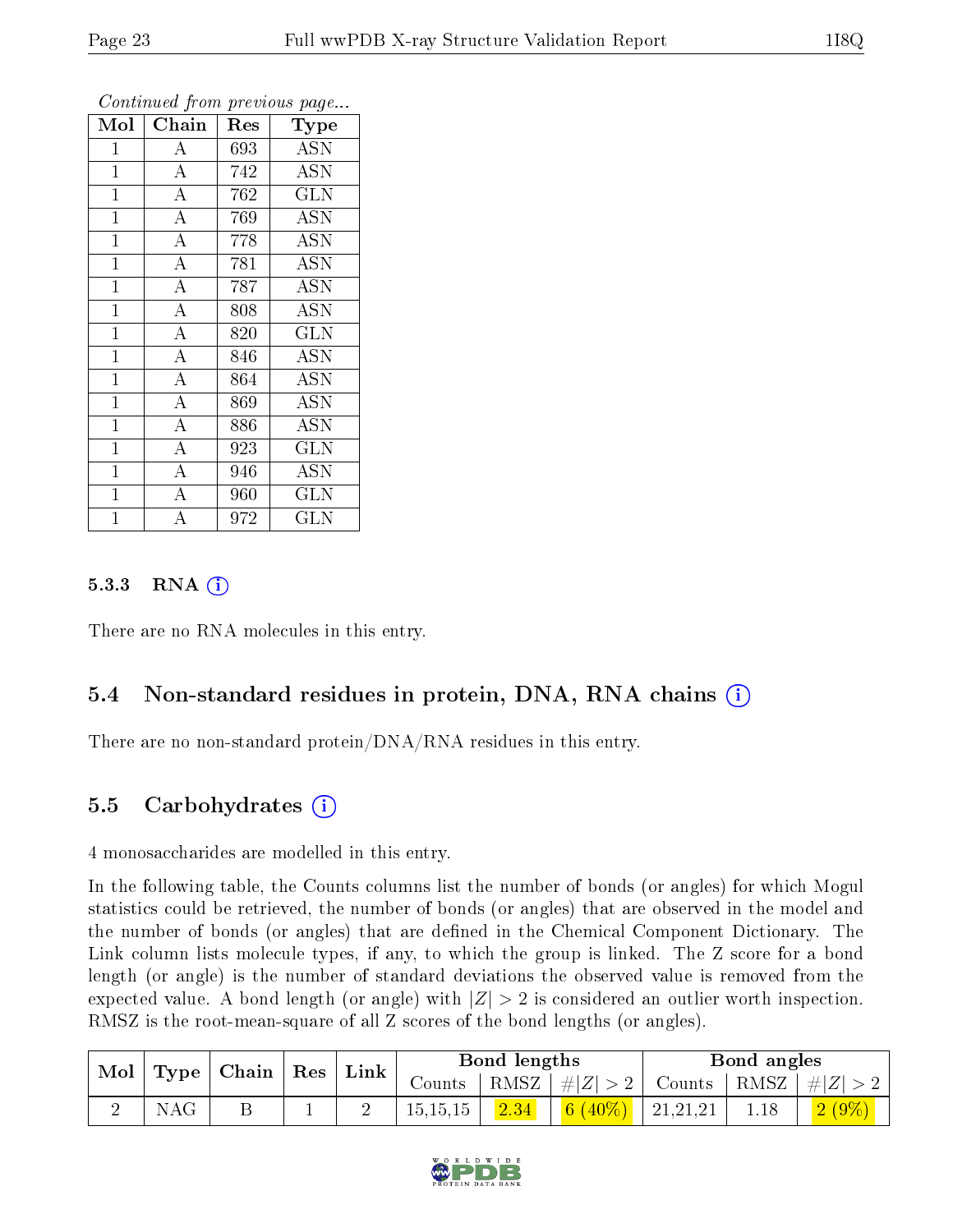*Continued from previous page...*

| Mol | Chain | Res | Type |
|---|---|---|---|
| 1 | A | 693 | ASN |
| 1 | A | 742 | ASN |
| 1 | A | 762 | GLN |
| 1 | A | 769 | ASN |
| 1 | A | 778 | ASN |
| 1 | A | 781 | ASN |
| 1 | A | 787 | ASN |
| 1 | A | 808 | ASN |
| 1 | A | 820 | GLN |
| 1 | A | 846 | ASN |
| 1 | A | 864 | ASN |
| 1 | A | 869 | ASN |
| 1 | A | 886 | ASN |
| 1 | A | 923 | GLN |
| 1 | A | 946 | ASN |
| 1 | A | 960 | GLN |
| 1 | A | 972 | GLN |

### 5.3.3 RNA

There are no RNA molecules in this entry.

## 5.4 Non-standard residues in protein, DNA, RNA chains

There are no non-standard protein/DNA/RNA residues in this entry.

## 5.5 Carbohydrates

4 monosaccharides are modelled in this entry.

In the following table, the Counts columns list the number of bonds (or angles) for which Mogul statistics could be retrieved, the number of bonds (or angles) that are observed in the model and the number of bonds (or angles) that are defined in the Chemical Component Dictionary. The Link column lists molecule types, if any, to which the group is linked. The Z score for a bond length (or angle) is the number of standard deviations the observed value is removed from the expected value. A bond length (or angle) with $|Z| > 2$ is considered an outlier worth inspection. RMSZ is the root-mean-square of all Z scores of the bond lengths (or angles).

| Mol | Type | Chain | Res | Link | Bond lengths | | | Bond angles | | |
|---|---|---|---|---|---|---|---|---|---|---|
| | | | | | Counts | RMSZ | $\#\|Z\| > 2$ | Counts | RMSZ | $\#\|Z\| > 2$ |
| 2 | NAG | B | 1 | 2 | 15,15,15 | 2.34 | 6 (40%) | 21,21,21 | 1.18 | 2 (9%) |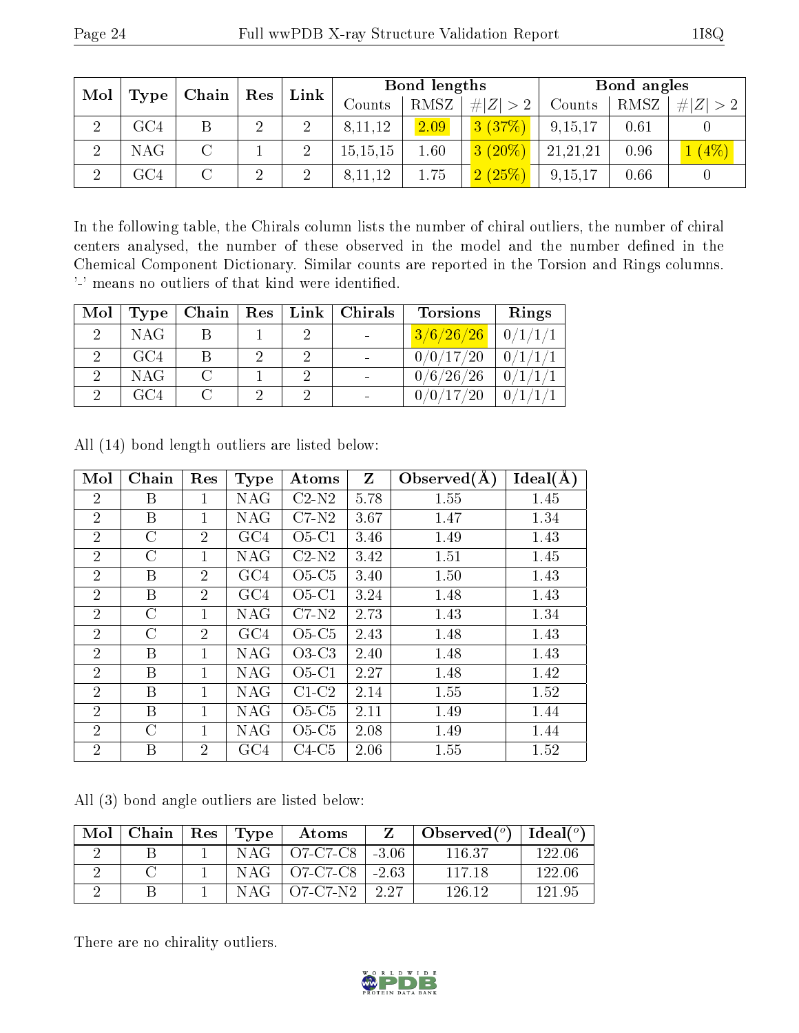| Mol | Type | Chain | Res | Link | Bond lengths | | | Bond angles | | |
|---|---|---|---|---|---|---|---|---|---|---|
| | | | | | Counts | RMSZ | #\|Z\| > 2 | Counts | RMSZ | #\|Z\| > 2 |
| 2 | GC4 | B | 2 | 2 | 8,11,12 | 2.09 | 3 (37%) | 9,15,17 | 0.61 | 0 |
| 2 | NAG | C | 1 | 2 | 15,15,15 | 1.60 | 3 (20%) | 21,21,21 | 0.96 | 1 (4%) |
| 2 | GC4 | C | 2 | 2 | 8,11,12 | 1.75 | 2 (25%) | 9,15,17 | 0.66 | 0 |

In the following table, the Chirals column lists the number of chiral outliers, the number of chiral centers analysed, the number of these observed in the model and the number defined in the Chemical Component Dictionary. Similar counts are reported in the Torsion and Rings columns. '-' means no outliers of that kind were identified.

| Mol | Type | Chain | Res | Link | Chirals | Torsions | Rings |
|---|---|---|---|---|---|---|---|
| 2 | NAG | B | 1 | 2 | - | 3/6/26/26 | 0/1/1/1 |
| 2 | GC4 | B | 2 | 2 | - | 0/0/17/20 | 0/1/1/1 |
| 2 | NAG | C | 1 | 2 | - | 0/6/26/26 | 0/1/1/1 |
| 2 | GC4 | C | 2 | 2 | - | 0/0/17/20 | 0/1/1/1 |

All (14) bond length outliers are listed below:

| Mol | Chain | Res | Type | Atoms | Z | Observed(Å) | Ideal(Å) |
|---|---|---|---|---|---|---|---|
| 2 | B | 1 | NAG | C2-N2 | 5.78 | 1.55 | 1.45 |
| 2 | B | 1 | NAG | C7-N2 | 3.67 | 1.47 | 1.34 |
| 2 | C | 2 | GC4 | O5-C1 | 3.46 | 1.49 | 1.43 |
| 2 | C | 1 | NAG | C2-N2 | 3.42 | 1.51 | 1.45 |
| 2 | B | 2 | GC4 | O5-C5 | 3.40 | 1.50 | 1.43 |
| 2 | B | 2 | GC4 | O5-C1 | 3.24 | 1.48 | 1.43 |
| 2 | C | 1 | NAG | C7-N2 | 2.73 | 1.43 | 1.34 |
| 2 | C | 2 | GC4 | O5-C5 | 2.43 | 1.48 | 1.43 |
| 2 | B | 1 | NAG | O3-C3 | 2.40 | 1.48 | 1.43 |
| 2 | B | 1 | NAG | O5-C1 | 2.27 | 1.48 | 1.42 |
| 2 | B | 1 | NAG | C1-C2 | 2.14 | 1.55 | 1.52 |
| 2 | B | 1 | NAG | O5-C5 | 2.11 | 1.49 | 1.44 |
| 2 | C | 1 | NAG | O5-C5 | 2.08 | 1.49 | 1.44 |
| 2 | B | 2 | GC4 | C4-C5 | 2.06 | 1.55 | 1.52 |

All (3) bond angle outliers are listed below:

| Mol | Chain | Res | Type | Atoms | Z | Observed(°) | Ideal(°) |
|---|---|---|---|---|---|---|---|
| 2 | B | 1 | NAG | O7-C7-C8 | -3.06 | 116.37 | 122.06 |
| 2 | C | 1 | NAG | O7-C7-C8 | -2.63 | 117.18 | 122.06 |
| 2 | B | 1 | NAG | O7-C7-N2 | 2.27 | 126.12 | 121.95 |

There are no chirality outliers.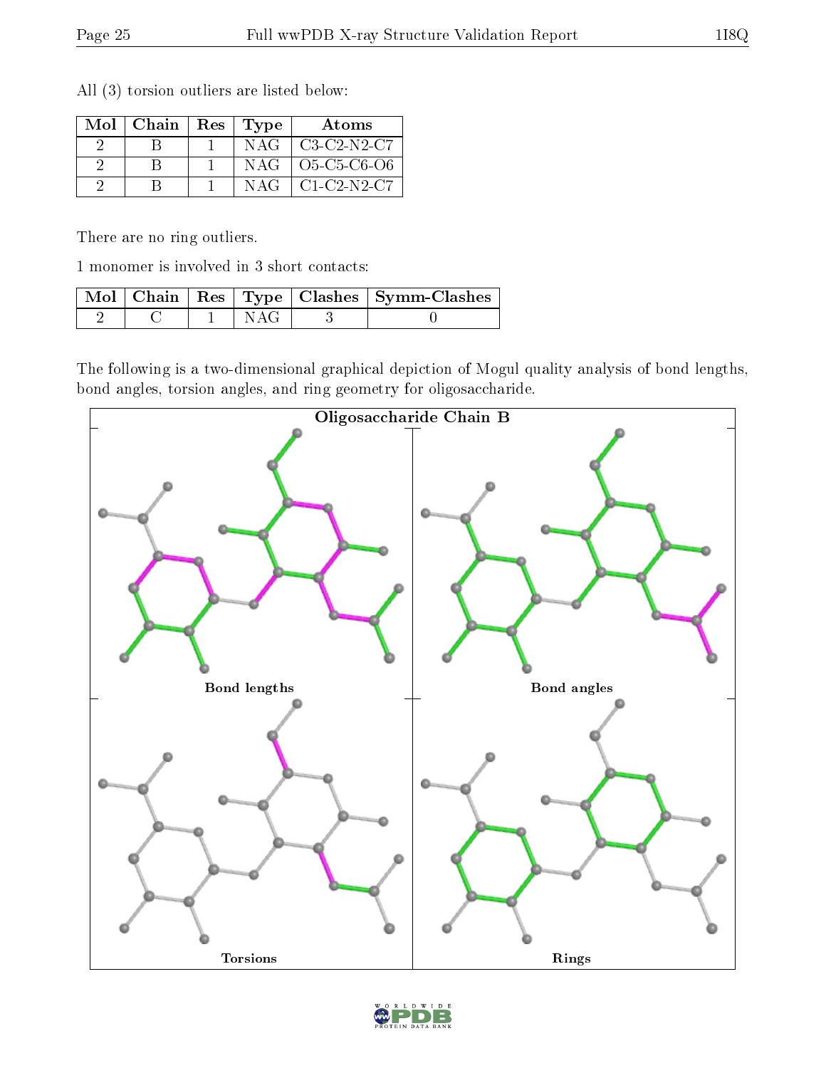All (3) torsion outliers are listed below:

| Mol | Chain | Res | Type | Atoms |
|---|---|---|---|---|
| 2 | B | 1 | NAG | C3-C2-N2-C7 |
| 2 | B | 1 | NAG | O5-C5-C6-O6 |
| 2 | B | 1 | NAG | C1-C2-N2-C7 |

There are no ring outliers.

1 monomer is involved in 3 short contacts:

| Mol | Chain | Res | Type | Clashes | Symm-Clashes |
|---|---|---|---|---|---|
| 2 | C | 1 | NAG | 3 | 0 |

The following is a two-dimensional graphical depiction of Mogul quality analysis of bond lengths, bond angles, torsion angles, and ring geometry for oligosaccharide.

Oligosaccharide Chain B

Bond lengths

Bond angles

Torsions

Rings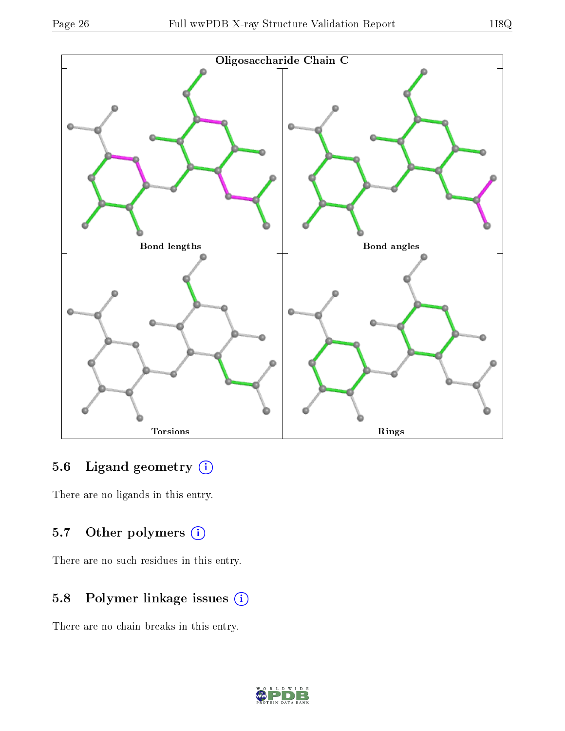Oligosaccharide Chain C

Bond lengths

Bond angles

Torsions

Rings

## 5.6 Ligand geometry (i)

There are no ligands in this entry.

## 5.7 Other polymers (i)

There are no such residues in this entry.

## 5.8 Polymer linkage issues (i)

There are no chain breaks in this entry.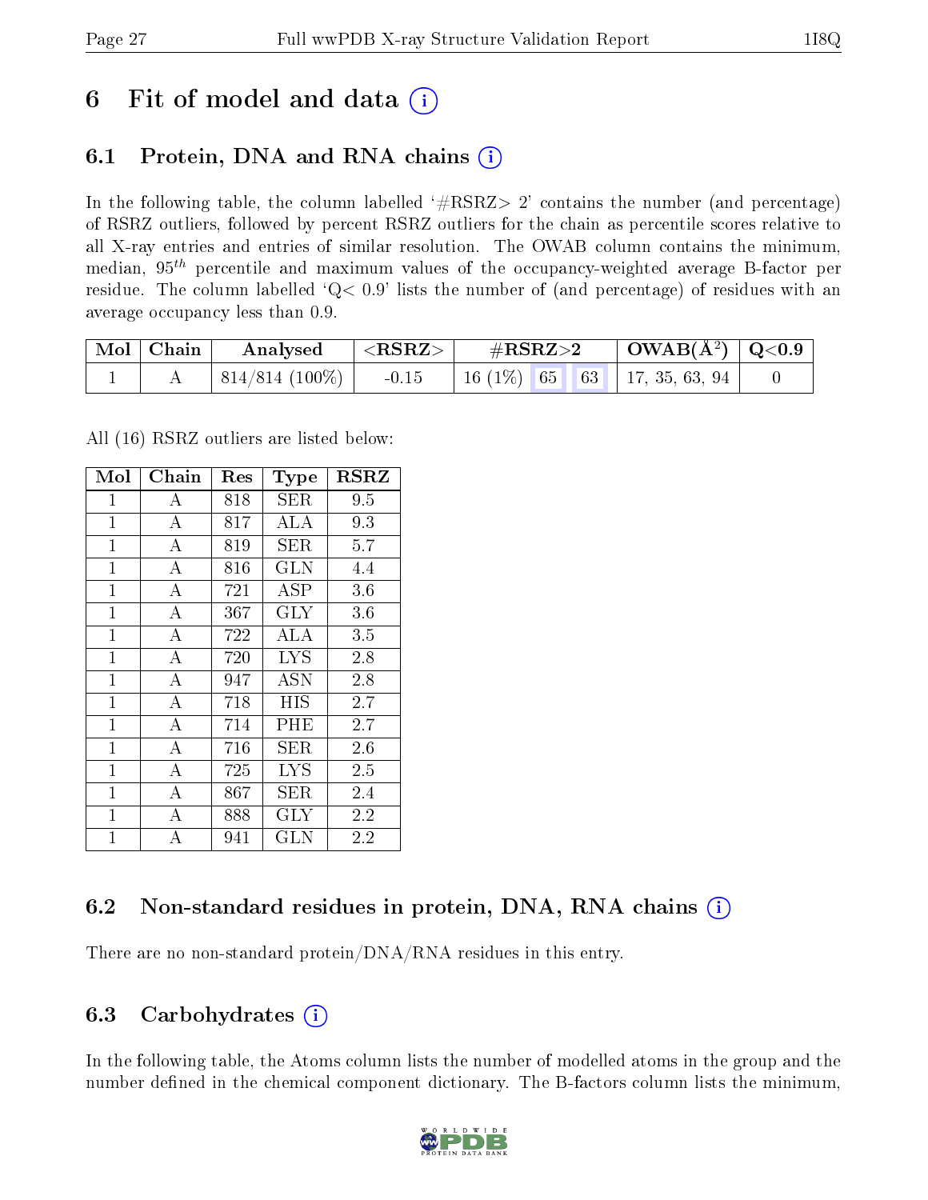# 6 Fit of model and data (i)

## 6.1 Protein, DNA and RNA chains (i)

In the following table, the column labelled '#RSRZ> 2' contains the number (and percentage) of RSRZ outliers, followed by percent RSRZ outliers for the chain as percentile scores relative to all X-ray entries and entries of similar resolution. The OWAB column contains the minimum, median, $95^{th}$ percentile and maximum values of the occupancy-weighted average B-factor per residue. The column labelled 'Q< 0.9' lists the number of (and percentage) of residues with an average occupancy less than 0.9.

| Mol | Chain | Analysed | <RSRZ> | #RSRZ>2 | | | OWAB(Å$^2$) | Q<0.9 |
|---|---|---|---|---|---|---|---|---|
| 1 | A | 814/814 (100%) | -0.15 | 16 (1%) | 65 | 63 | 17, 35, 63, 94 | 0 |

All (16) RSRZ outliers are listed below:

| Mol | Chain | Res | Type | RSRZ |
|---|---|---|---|---|
| 1 | A | 818 | SER | 9.5 |
| 1 | A | 817 | ALA | 9.3 |
| 1 | A | 819 | SER | 5.7 |
| 1 | A | 816 | GLN | 4.4 |
| 1 | A | 721 | ASP | 3.6 |
| 1 | A | 367 | GLY | 3.6 |
| 1 | A | 722 | ALA | 3.5 |
| 1 | A | 720 | LYS | 2.8 |
| 1 | A | 947 | ASN | 2.8 |
| 1 | A | 718 | HIS | 2.7 |
| 1 | A | 714 | PHE | 2.7 |
| 1 | A | 716 | SER | 2.6 |
| 1 | A | 725 | LYS | 2.5 |
| 1 | A | 867 | SER | 2.4 |
| 1 | A | 888 | GLY | 2.2 |
| 1 | A | 941 | GLN | 2.2 |

## 6.2 Non-standard residues in protein, DNA, RNA chains (i)

There are no non-standard protein/DNA/RNA residues in this entry.

## 6.3 Carbohydrates (i)

In the following table, the Atoms column lists the number of modelled atoms in the group and the number defined in the chemical component dictionary. The B-factors column lists the minimum,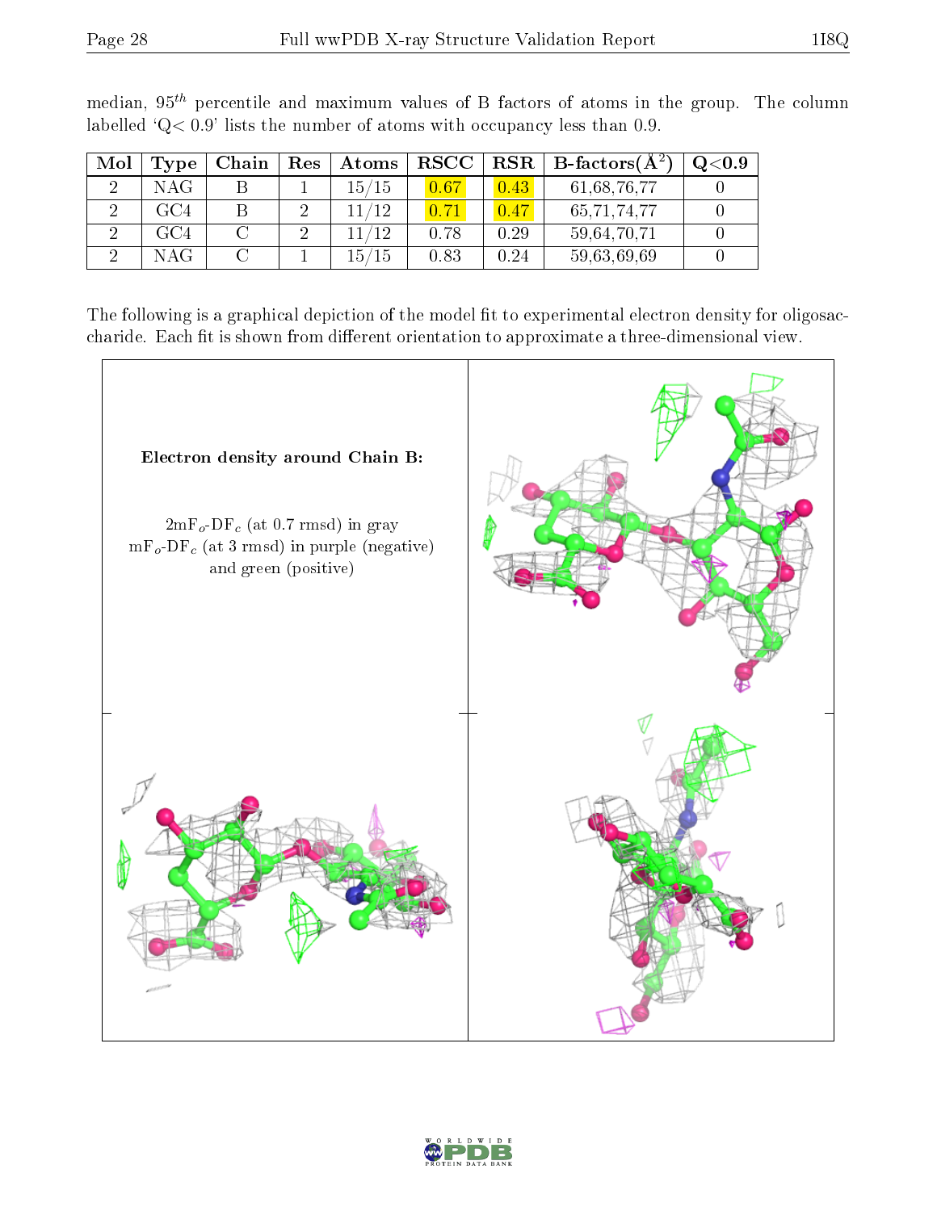median, $95^{th}$ percentile and maximum values of B factors of atoms in the group. The column labelled 'Q< 0.9' lists the number of atoms with occupancy less than 0.9.

| Mol | Type | Chain | Res | Atoms | RSCC | RSR | B-factors($Å^2$) | Q<0.9 |
|---|---|---|---|---|---|---|---|---|
| 2 | NAG | B | 1 | 15/15 | 0.67 | 0.43 | 61,68,76,77 | 0 |
| 2 | GC4 | B | 2 | 11/12 | 0.71 | 0.47 | 65,71,74,77 | 0 |
| 2 | GC4 | C | 2 | 11/12 | 0.78 | 0.29 | 59,64,70,71 | 0 |
| 2 | NAG | C | 1 | 15/15 | 0.83 | 0.24 | 59,63,69,69 | 0 |

The following is a graphical depiction of the model fit to experimental electron density for oligosaccharide. Each fit is shown from different orientation to approximate a three-dimensional view.

**Electron density around Chain B:**

$2mF_o$-$DF_c$ (at 0.7 rmsd) in gray
$mF_o$-$DF_c$ (at 3 rmsd) in purple (negative) and green (positive)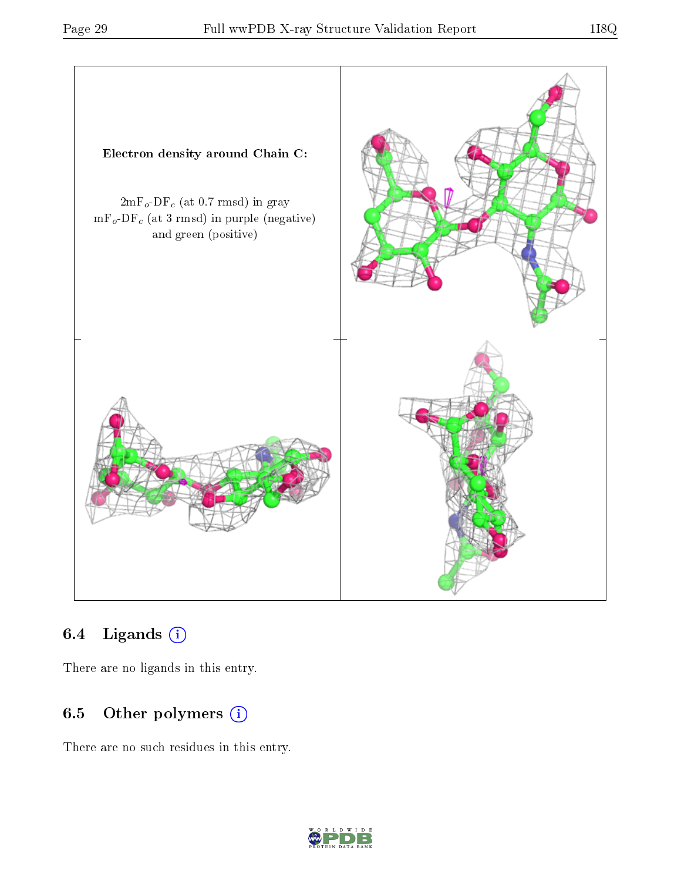Electron density around Chain C:

$2mF_o$-$DF_c$ (at 0.7 rmsd) in gray
$mF_o$-$DF_c$ (at 3 rmsd) in purple (negative)
and green (positive)

## 6.4 Ligands

There are no ligands in this entry.

## 6.5 Other polymers

There are no such residues in this entry.